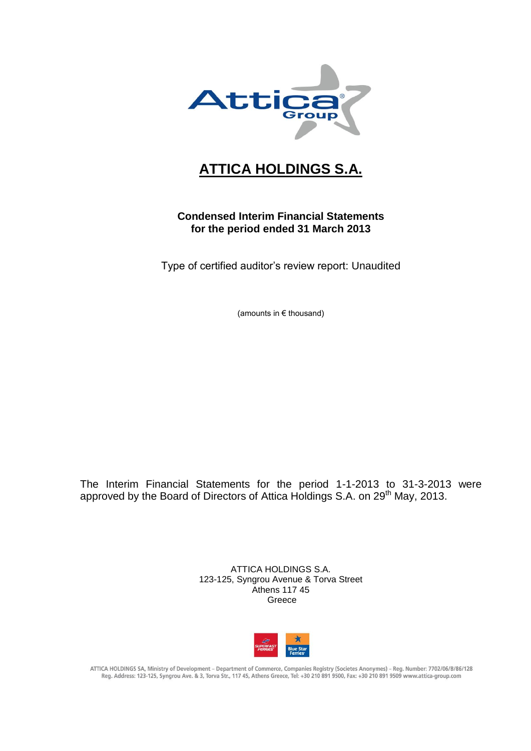# ATTICA HOLDINGS S.A.

**Condensed Interim Financial Statements**
**for the period ended 31 March 2013**

Type of certified auditor's review report: Unaudited

(amounts in € thousand)

The Interim Financial Statements for the period 1-1-2013 to 31-3-2013 were approved by the Board of Directors of Attica Holdings S.A. on 29th May, 2013.

ATTICA HOLDINGS S.A.
123-125, Syngrou Avenue & Torva Street
Athens 117 45
Greece

ATTICA HOLDINGS SA, Ministry of Development – Department of Commerce, Companies Registry (Societes Anonymes) – Reg. Number: 7702/06/B/86/128
Reg. Address: 123-125, Syngrou Ave. & 3, Torva Str., 117 45, Athens Greece, Tel: +30 210 891 9500, Fax: +30 210 891 9509 www.attica-group.com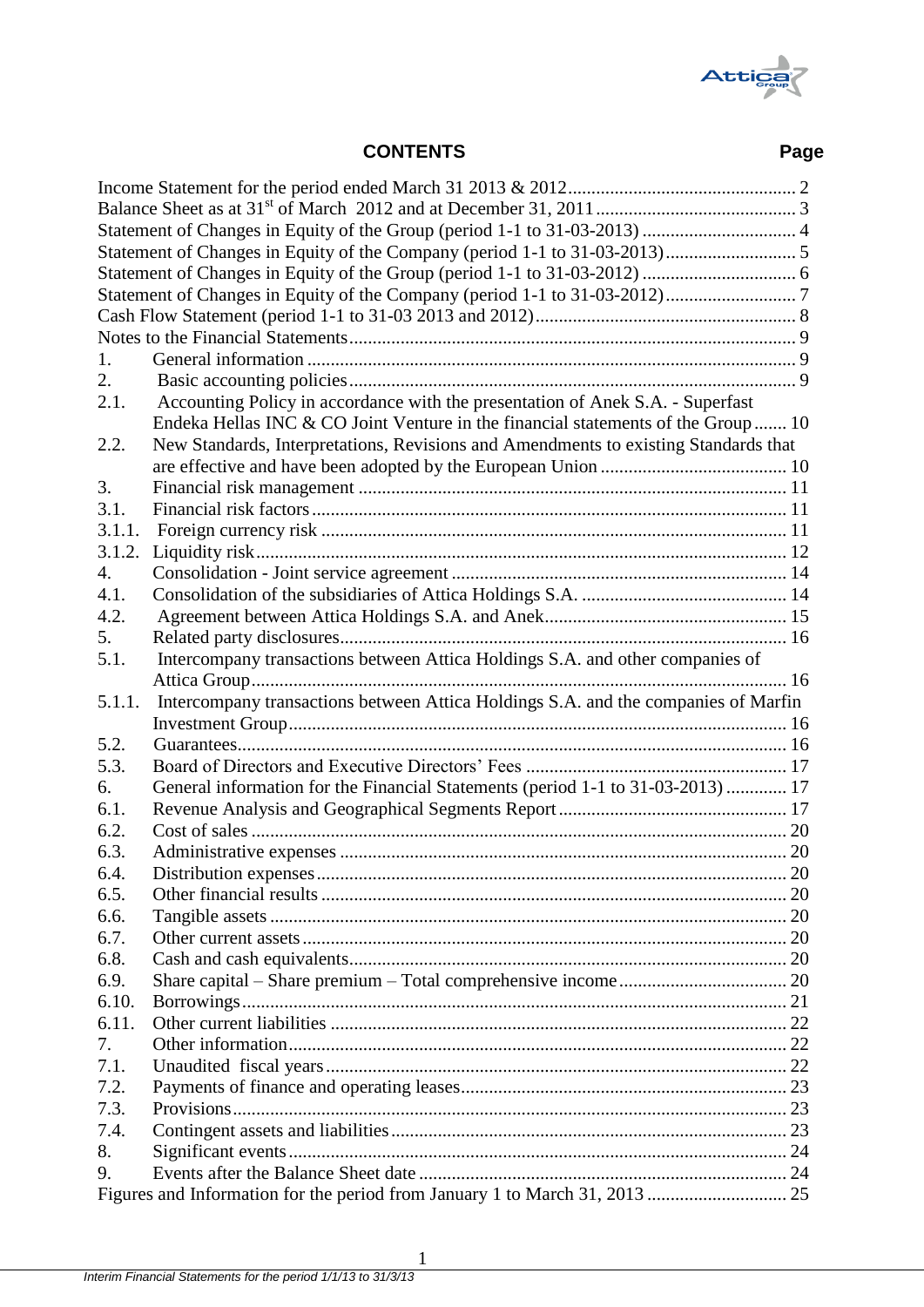## CONTENTS

| | | Page |
|---|---|---|
| Income Statement for the period ended March 31 2013 & 2012 | | 2 |
| Balance Sheet as at 31st of March 2012 and at December 31, 2011 | | 3 |
| Statement of Changes in Equity of the Group (period 1-1 to 31-03-2013) | | 4 |
| Statement of Changes in Equity of the Company (period 1-1 to 31-03-2013) | | 5 |
| Statement of Changes in Equity of the Group (period 1-1 to 31-03-2012) | | 6 |
| Statement of Changes in Equity of the Company (period 1-1 to 31-03-2012) | | 7 |
| Cash Flow Statement (period 1-1 to 31-03 2013 and 2012) | | 8 |
| Notes to the Financial Statements | | 9 |
| 1. | General information | 9 |
| 2. | Basic accounting policies | 9 |
| 2.1. | Accounting Policy in accordance with the presentation of Anek S.A. - Superfast Endeka Hellas INC & CO Joint Venture in the financial statements of the Group | 10 |
| 2.2. | New Standards, Interpretations, Revisions and Amendments to existing Standards that are effective and have been adopted by the European Union | 10 |
| 3. | Financial risk management | 11 |
| 3.1. | Financial risk factors | 11 |
| 3.1.1. | Foreign currency risk | 11 |
| 3.1.2. | Liquidity risk | 12 |
| 4. | Consolidation - Joint service agreement | 14 |
| 4.1. | Consolidation of the subsidiaries of Attica Holdings S.A. | 14 |
| 4.2. | Agreement between Attica Holdings S.A. and Anek | 15 |
| 5. | Related party disclosures | 16 |
| 5.1. | Intercompany transactions between Attica Holdings S.A. and other companies of Attica Group | 16 |
| 5.1.1. | Intercompany transactions between Attica Holdings S.A. and the companies of Marfin Investment Group | 16 |
| 5.2. | Guarantees | 16 |
| 5.3. | Board of Directors and Executive Directors' Fees | 17 |
| 6. | General information for the Financial Statements (period 1-1 to 31-03-2013) | 17 |
| 6.1. | Revenue Analysis and Geographical Segments Report | 17 |
| 6.2. | Cost of sales | 20 |
| 6.3. | Administrative expenses | 20 |
| 6.4. | Distribution expenses | 20 |
| 6.5. | Other financial results | 20 |
| 6.6. | Tangible assets | 20 |
| 6.7. | Other current assets | 20 |
| 6.8. | Cash and cash equivalents | 20 |
| 6.9. | Share capital – Share premium – Total comprehensive income | 20 |
| 6.10. | Borrowings | 21 |
| 6.11. | Other current liabilities | 22 |
| 7. | Other information | 22 |
| 7.1. | Unaudited fiscal years | 22 |
| 7.2. | Payments of finance and operating leases | 23 |
| 7.3. | Provisions | 23 |
| 7.4. | Contingent assets and liabilities | 23 |
| 8. | Significant events | 24 |
| 9. | Events after the Balance Sheet date | 24 |
| Figures and Information for the period from January 1 to March 31, 2013 | | 25 |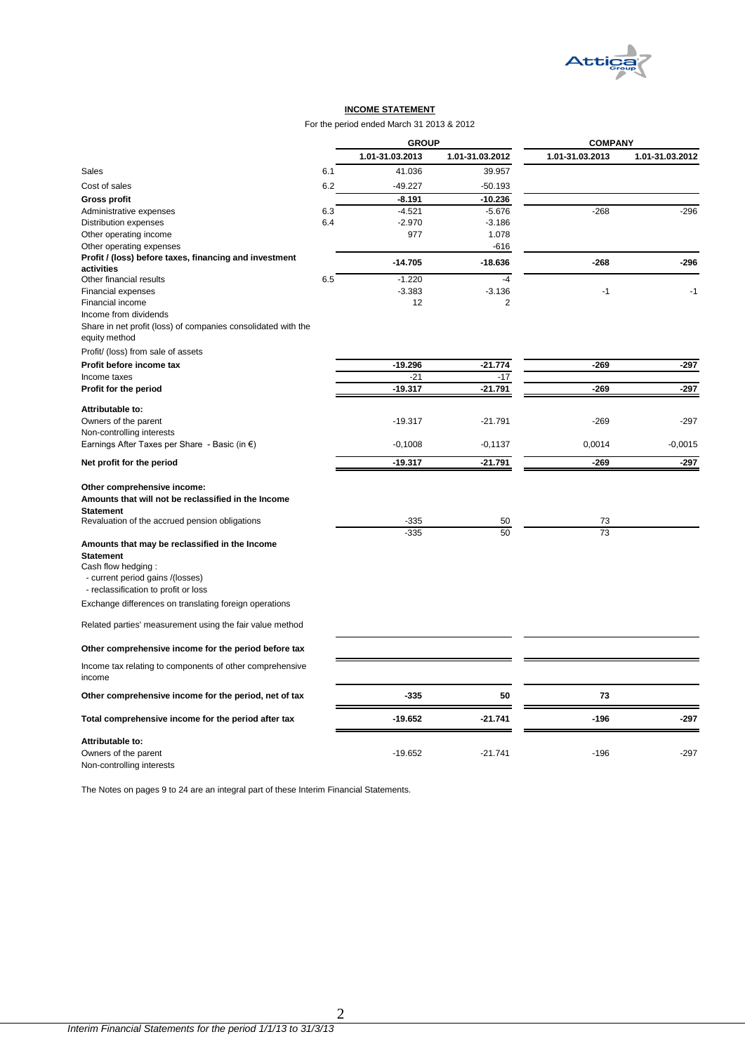## INCOME STATEMENT

For the period ended March 31 2013 & 2012

| | | GROUP | | COMPANY | |
|---|---|---|---|---|---|
| | | 1.01-31.03.2013 | 1.01-31.03.2012 | 1.01-31.03.2013 | 1.01-31.03.2012 |
| Sales | 6.1 | 41.036 | 39.957 | | |
| Cost of sales | 6.2 | -49.227 | -50.193 | | |
| **Gross profit** | | **-8.191** | **-10.236** | | |
| Administrative expenses | 6.3 | -4.521 | -5.676 | -268 | -296 |
| Distribution expenses | 6.4 | -2.970 | -3.186 | | |
| Other operating income | | 977 | 1.078 | | |
| Other operating expenses | | | -616 | | |
| **Profit / (loss) before taxes, financing and investment activities** | | **-14.705** | **-18.636** | **-268** | **-296** |
| Other financial results | 6.5 | -1.220 | -4 | | |
| Financial expenses | | -3.383 | -3.136 | -1 | -1 |
| Financial income | | 12 | 2 | | |
| Income from dividends | | | | | |
| Share in net profit (loss) of companies consolidated with the equity method | | | | | |
| Profit/ (loss) from sale of assets | | | | | |
| **Profit before income tax** | | **-19.296** | **-21.774** | **-269** | **-297** |
| Income taxes | | -21 | -17 | | |
| **Profit for the period** | | **-19.317** | **-21.791** | **-269** | **-297** |
| **Attributable to:** | | | | | |
| Owners of the parent | | -19.317 | -21.791 | -269 | -297 |
| Non-controlling interests | | | | | |
| Earnings After Taxes per Share - Basic (in €) | | -0,1008 | -0,1137 | 0,0014 | -0,0015 |
| **Net profit for the period** | | **-19.317** | **-21.791** | **-269** | **-297** |
| **Other comprehensive income:** | | | | | |
| **Amounts that will not be reclassified in the Income Statement** | | | | | |
| Revaluation of the accrued pension obligations | | -335 | 50 | 73 | |
| | | -335 | 50 | 73 | |
| **Amounts that may be reclassified in the Income Statement** | | | | | |
| Cash flow hedging : | | | | | |
| - current period gains /(losses) | | | | | |
| - reclassification to profit or loss | | | | | |
| Exchange differences on translating foreign operations | | | | | |
| Related parties' measurement using the fair value method | | | | | |
| **Other comprehensive income for the period before tax** | | | | | |
| Income tax relating to components of other comprehensive income | | | | | |
| **Other comprehensive income for the period, net of tax** | | **-335** | **50** | **73** | |
| **Total comprehensive income for the period after tax** | | **-19.652** | **-21.741** | **-196** | **-297** |
| **Attributable to:** | | | | | |
| Owners of the parent | | -19.652 | -21.741 | -196 | -297 |
| Non-controlling interests | | | | | |

The Notes on pages 9 to 24 are an integral part of these Interim Financial Statements.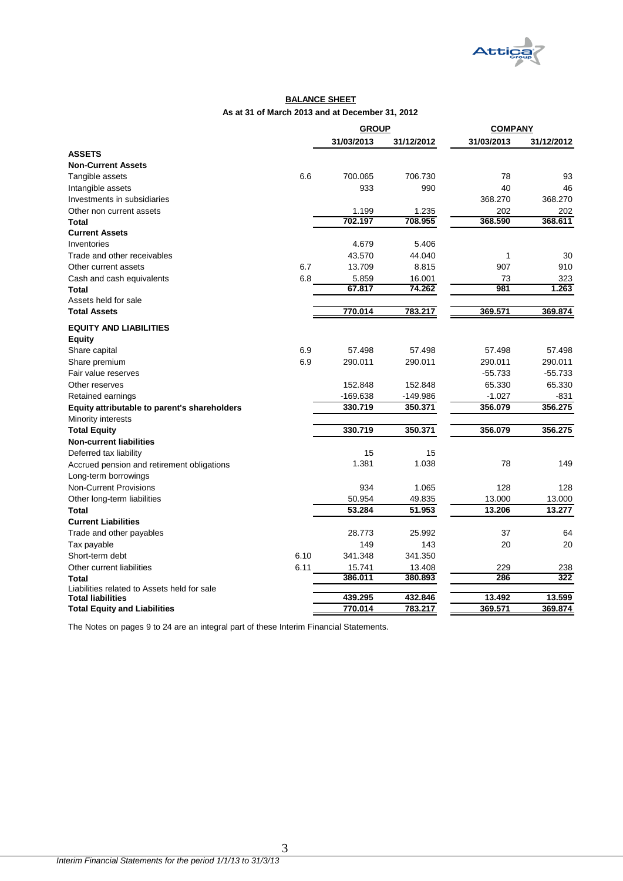## BALANCE SHEET

**As at 31 of March 2013 and at December 31, 2012**

| | | GROUP | | COMPANY | |
|---|---|---|---|---|---|
| | | 31/03/2013 | 31/12/2012 | 31/03/2013 | 31/12/2012 |
| **ASSETS** | | | | | |
| **Non-Current Assets** | | | | | |
| Tangible assets | 6.6 | 700.065 | 706.730 | 78 | 93 |
| Intangible assets | | 933 | 990 | 40 | 46 |
| Investments in subsidiaries | | | | 368.270 | 368.270 |
| Other non current assets | | 1.199 | 1.235 | 202 | 202 |
| **Total** | | 702.197 | 708.955 | 368.590 | 368.611 |
| **Current Assets** | | | | | |
| Inventories | | 4.679 | 5.406 | | |
| Trade and other receivables | | 43.570 | 44.040 | 1 | 30 |
| Other current assets | 6.7 | 13.709 | 8.815 | 907 | 910 |
| Cash and cash equivalents | 6.8 | 5.859 | 16.001 | 73 | 323 |
| **Total** | | 67.817 | 74.262 | 981 | 1.263 |
| Assets held for sale | | | | | |
| **Total Assets** | | 770.014 | 783.217 | 369.571 | 369.874 |
| **EQUITY AND LIABILITIES** | | | | | |
| **Equity** | | | | | |
| Share capital | 6.9 | 57.498 | 57.498 | 57.498 | 57.498 |
| Share premium | 6.9 | 290.011 | 290.011 | 290.011 | 290.011 |
| Fair value reserves | | | | -55.733 | -55.733 |
| Other reserves | | 152.848 | 152.848 | 65.330 | 65.330 |
| Retained earnings | | -169.638 | -149.986 | -1.027 | -831 |
| **Equity attributable to parent's shareholders** | | 330.719 | 350.371 | 356.079 | 356.275 |
| Minority interests | | | | | |
| **Total Equity** | | 330.719 | 350.371 | 356.079 | 356.275 |
| **Non-current liabilities** | | | | | |
| Deferred tax liability | | 15 | 15 | | |
| Accrued pension and retirement obligations | | 1.381 | 1.038 | 78 | 149 |
| Long-term borrowings | | | | | |
| Non-Current Provisions | | 934 | 1.065 | 128 | 128 |
| Other long-term liabilities | | 50.954 | 49.835 | 13.000 | 13.000 |
| **Total** | | 53.284 | 51.953 | 13.206 | 13.277 |
| **Current Liabilities** | | | | | |
| Trade and other payables | | 28.773 | 25.992 | 37 | 64 |
| Tax payable | | 149 | 143 | 20 | 20 |
| Short-term debt | 6.10 | 341.348 | 341.350 | | |
| Other current liabilities | 6.11 | 15.741 | 13.408 | 229 | 238 |
| **Total** | | 386.011 | 380.893 | 286 | 322 |
| Liabilities related to Assets held for sale | | | | | |
| **Total liabilities** | | 439.295 | 432.846 | 13.492 | 13.599 |
| **Total Equity and Liabilities** | | 770.014 | 783.217 | 369.571 | 369.874 |

The Notes on pages 9 to 24 are an integral part of these Interim Financial Statements.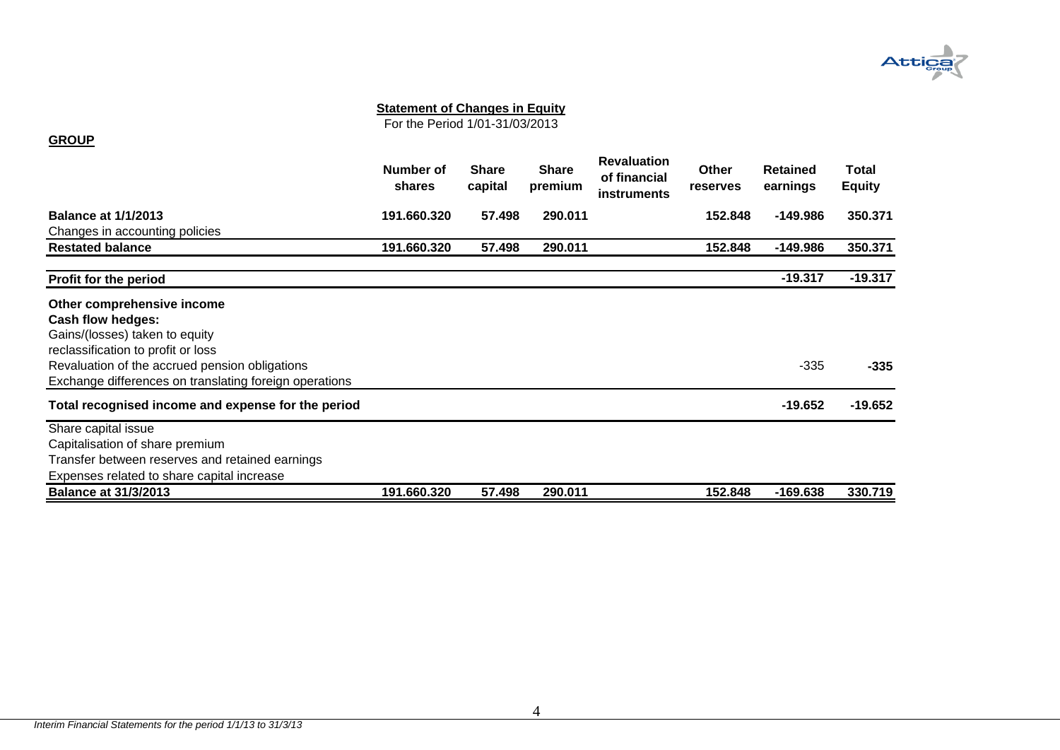## Statement of Changes in Equity

For the Period 1/01-31/03/2013

**GROUP**

| | Number of shares | Share capital | Share premium | Revaluation of financial instruments | Other reserves | Retained earnings | Total Equity |
|---|---|---|---|---|---|---|---|
| **Balance at 1/1/2013** | **191.660.320** | **57.498** | **290.011** | | **152.848** | **-149.986** | **350.371** |
| Changes in accounting policies | | | | | | | |
| **Restated balance** | **191.660.320** | **57.498** | **290.011** | | **152.848** | **-149.986** | **350.371** |
| **Profit for the period** | | | | | | **-19.317** | **-19.317** |
| **Other comprehensive income** | | | | | | | |
| **Cash flow hedges:** | | | | | | | |
| Gains/(losses) taken to equity | | | | | | | |
| reclassification to profit or loss | | | | | | | |
| Revaluation of the accrued pension obligations | | | | | | -335 | **-335** |
| Exchange differences on translating foreign operations | | | | | | | |
| **Total recognised income and expense for the period** | | | | | | **-19.652** | **-19.652** |
| Share capital issue | | | | | | | |
| Capitalisation of share premium | | | | | | | |
| Transfer between reserves and retained earnings | | | | | | | |
| Expenses related to share capital increase | | | | | | | |
| **Balance at 31/3/2013** | **191.660.320** | **57.498** | **290.011** | | **152.848** | **-169.638** | **330.719** |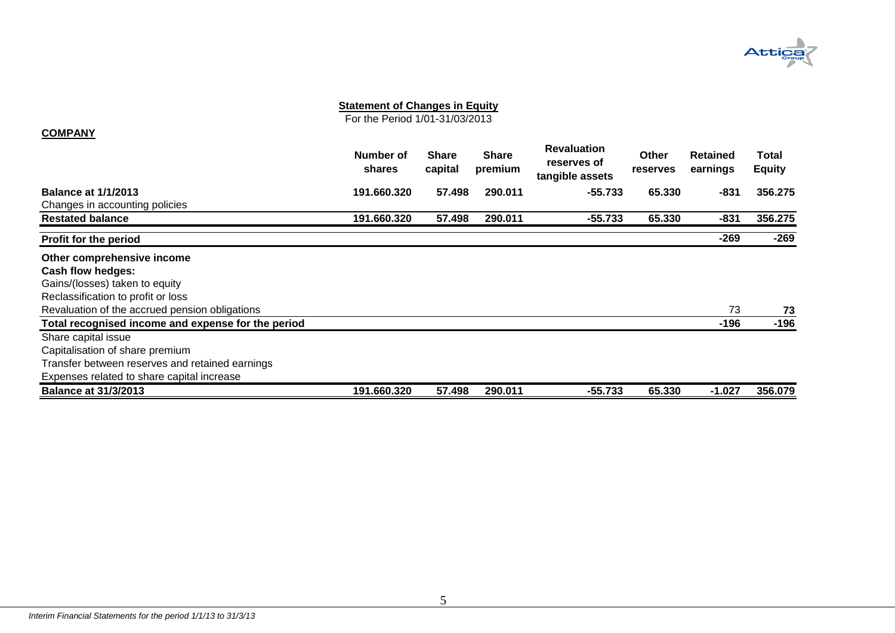## Statement of Changes in Equity

For the Period 1/01-31/03/2013

**COMPANY**

| | Number of shares | Share capital | Share premium | Revaluation reserves of tangible assets | Other reserves | Retained earnings | Total Equity |
|---|---|---|---|---|---|---|---|
| **Balance at 1/1/2013** | **191.660.320** | **57.498** | **290.011** | **-55.733** | **65.330** | **-831** | **356.275** |
| Changes in accounting policies | | | | | | | |
| **Restated balance** | **191.660.320** | **57.498** | **290.011** | **-55.733** | **65.330** | **-831** | **356.275** |
| **Profit for the period** | | | | | | **-269** | **-269** |
| **Other comprehensive income** | | | | | | | |
| **Cash flow hedges:** | | | | | | | |
| Gains/(losses) taken to equity | | | | | | | |
| Reclassification to profit or loss | | | | | | | |
| Revaluation of the accrued pension obligations | | | | | | 73 | **73** |
| **Total recognised income and expense for the period** | | | | | | **-196** | **-196** |
| Share capital issue | | | | | | | |
| Capitalisation of share premium | | | | | | | |
| Transfer between reserves and retained earnings | | | | | | | |
| Expenses related to share capital increase | | | | | | | |
| **Balance at 31/3/2013** | **191.660.320** | **57.498** | **290.011** | **-55.733** | **65.330** | **-1.027** | **356.079** |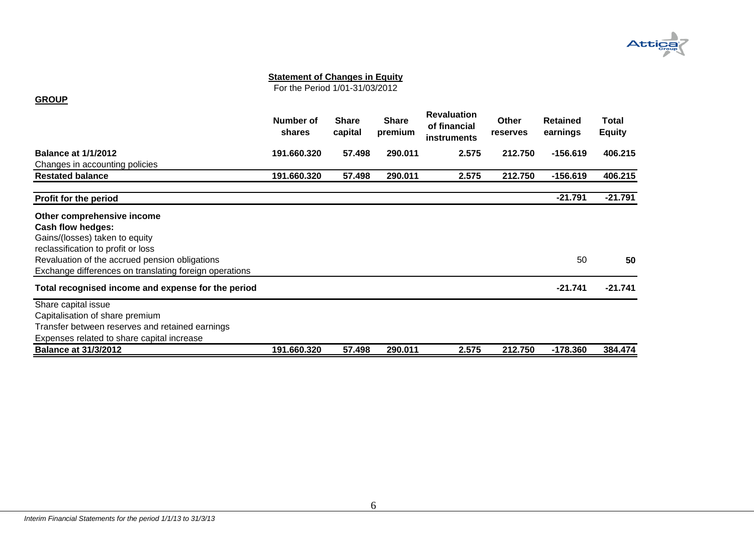**Statement of Changes in Equity**

For the Period 1/01-31/03/2012

**GROUP**

| | Number of shares | Share capital | Share premium | Revaluation of financial instruments | Other reserves | Retained earnings | Total Equity |
|---|---|---|---|---|---|---|---|
| **Balance at 1/1/2012** | **191.660.320** | **57.498** | **290.011** | **2.575** | **212.750** | **-156.619** | **406.215** |
| Changes in accounting policies | | | | | | | |
| **Restated balance** | **191.660.320** | **57.498** | **290.011** | **2.575** | **212.750** | **-156.619** | **406.215** |
| **Profit for the period** | | | | | | **-21.791** | **-21.791** |
| **Other comprehensive income** | | | | | | | |
| **Cash flow hedges:** | | | | | | | |
| Gains/(losses) taken to equity | | | | | | | |
| reclassification to profit or loss | | | | | | | |
| Revaluation of the accrued pension obligations | | | | | | 50 | **50** |
| Exchange differences on translating foreign operations | | | | | | | |
| **Total recognised income and expense for the period** | | | | | | **-21.741** | **-21.741** |
| Share capital issue | | | | | | | |
| Capitalisation of share premium | | | | | | | |
| Transfer between reserves and retained earnings | | | | | | | |
| Expenses related to share capital increase | | | | | | | |
| **Balance at 31/3/2012** | **191.660.320** | **57.498** | **290.011** | **2.575** | **212.750** | **-178.360** | **384.474** |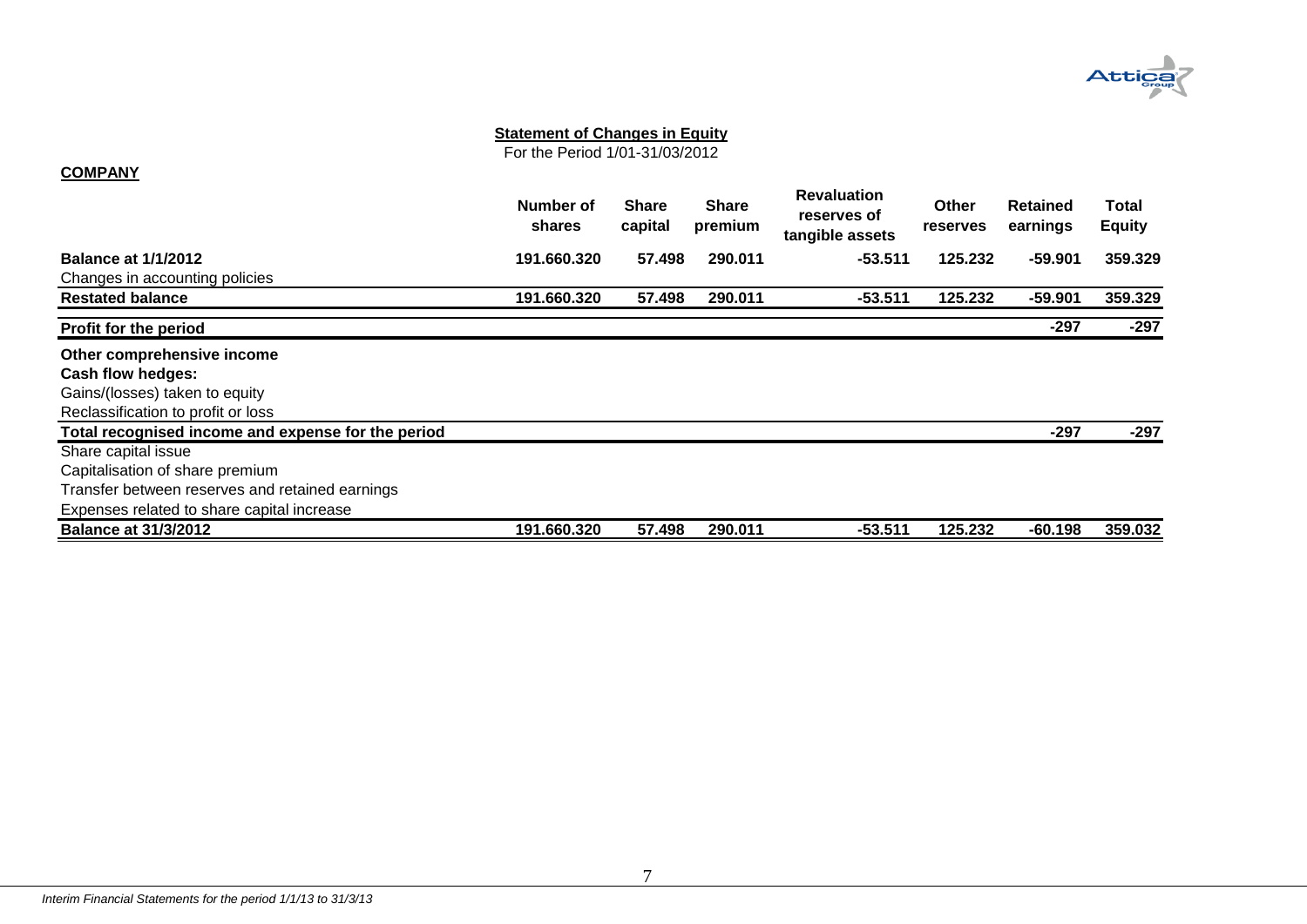## Statement of Changes in Equity

For the Period 1/01-31/03/2012

**COMPANY**

| | Number of shares | Share capital | Share premium | Revaluation reserves of tangible assets | Other reserves | Retained earnings | Total Equity |
|---|---|---|---|---|---|---|---|
| **Balance at 1/1/2012** | **191.660.320** | **57.498** | **290.011** | **-53.511** | **125.232** | **-59.901** | **359.329** |
| Changes in accounting policies | | | | | | | |
| **Restated balance** | **191.660.320** | **57.498** | **290.011** | **-53.511** | **125.232** | **-59.901** | **359.329** |
| **Profit for the period** | | | | | | **-297** | **-297** |
| **Other comprehensive income** | | | | | | | |
| **Cash flow hedges:** | | | | | | | |
| Gains/(losses) taken to equity | | | | | | | |
| Reclassification to profit or loss | | | | | | | |
| **Total recognised income and expense for the period** | | | | | | **-297** | **-297** |
| Share capital issue | | | | | | | |
| Capitalisation of share premium | | | | | | | |
| Transfer between reserves and retained earnings | | | | | | | |
| Expenses related to share capital increase | | | | | | | |
| **Balance at 31/3/2012** | **191.660.320** | **57.498** | **290.011** | **-53.511** | **125.232** | **-60.198** | **359.032** |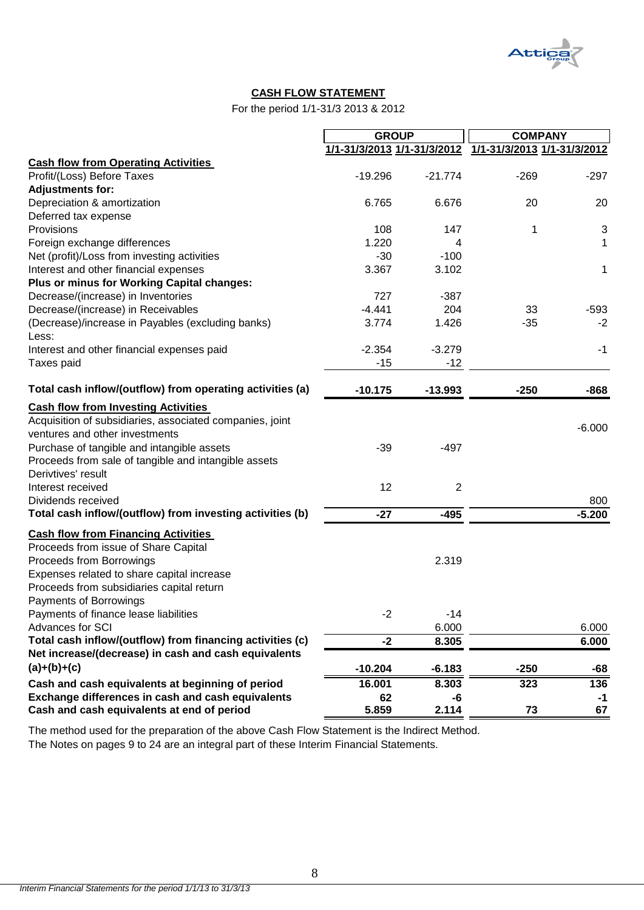## CASH FLOW STATEMENT

For the period 1/1-31/3 2013 & 2012

| | GROUP | | COMPANY | |
|---|---|---|---|---|
| | 1/1-31/3/2013 | 1/1-31/3/2012 | 1/1-31/3/2013 | 1/1-31/3/2012 |
| **Cash flow from Operating Activities** | | | | |
| Profit/(Loss) Before Taxes | -19.296 | -21.774 | -269 | -297 |
| **Adjustments for:** | | | | |
| Depreciation & amortization | 6.765 | 6.676 | 20 | 20 |
| Deferred tax expense | | | | |
| Provisions | 108 | 147 | 1 | 3 |
| Foreign exchange differences | 1.220 | 4 | | 1 |
| Net (profit)/Loss from investing activities | -30 | -100 | | |
| Interest and other financial expenses | 3.367 | 3.102 | | 1 |
| **Plus or minus for Working Capital changes:** | | | | |
| Decrease/(increase) in Inventories | 727 | -387 | | |
| Decrease/(increase) in Receivables | -4.441 | 204 | 33 | -593 |
| (Decrease)/increase in Payables (excluding banks) | 3.774 | 1.426 | -35 | -2 |
| Less: | | | | |
| Interest and other financial expenses paid | -2.354 | -3.279 | | -1 |
| Taxes paid | -15 | -12 | | |
| **Total cash inflow/(outflow) from operating activities (a)** | **-10.175** | **-13.993** | **-250** | **-868** |
| **Cash flow from Investing Activities** | | | | |
| Acquisition of subsidiaries, associated companies, joint ventures and other investments | | | | -6.000 |
| Purchase of tangible and intangible assets | -39 | -497 | | |
| Proceeds from sale of tangible and intangible assets | | | | |
| Derivtives' result | | | | |
| Interest received | 12 | 2 | | |
| Dividends received | | | | 800 |
| **Total cash inflow/(outflow) from investing activities (b)** | **-27** | **-495** | | **-5.200** |
| **Cash flow from Financing Activities** | | | | |
| Proceeds from issue of Share Capital | | | | |
| Proceeds from Borrowings | | 2.319 | | |
| Expenses related to share capital increase | | | | |
| Proceeds from subsidiaries capital return | | | | |
| Payments of Borrowings | | | | |
| Payments of finance lease liabilities | -2 | -14 | | |
| Advances for SCI | | 6.000 | | 6.000 |
| **Total cash inflow/(outflow) from financing activities (c)** | **-2** | **8.305** | | **6.000** |
| **Net increase/(decrease) in cash and cash equivalents (a)+(b)+(c)** | **-10.204** | **-6.183** | **-250** | **-68** |
| **Cash and cash equivalents at beginning of period** | **16.001** | **8.303** | **323** | **136** |
| **Exchange differences in cash and cash equivalents** | **62** | **-6** | | **-1** |
| **Cash and cash equivalents at end of period** | **5.859** | **2.114** | **73** | **67** |

The method used for the preparation of the above Cash Flow Statement is the Indirect Method.

The Notes on pages 9 to 24 are an integral part of these Interim Financial Statements.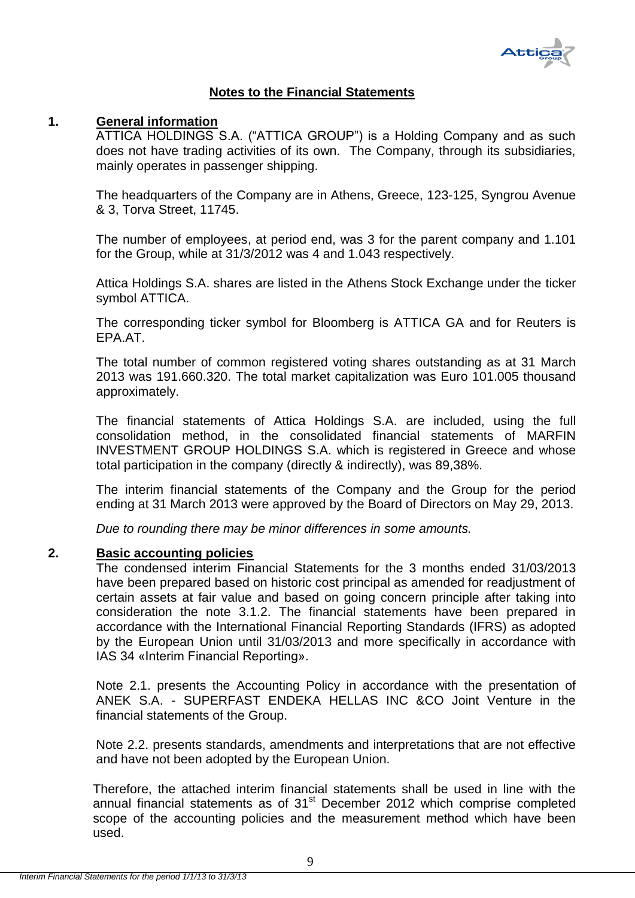## Notes to the Financial Statements

### 1. General information

ATTICA HOLDINGS S.A. ("ATTICA GROUP") is a Holding Company and as such does not have trading activities of its own. The Company, through its subsidiaries, mainly operates in passenger shipping.

The headquarters of the Company are in Athens, Greece, 123-125, Syngrou Avenue & 3, Torva Street, 11745.

The number of employees, at period end, was 3 for the parent company and 1.101 for the Group, while at 31/3/2012 was 4 and 1.043 respectively.

Attica Holdings S.A. shares are listed in the Athens Stock Exchange under the ticker symbol ATTICA.

The corresponding ticker symbol for Bloomberg is ATTICA GA and for Reuters is EPA.AT.

The total number of common registered voting shares outstanding as at 31 March 2013 was 191.660.320. The total market capitalization was Euro 101.005 thousand approximately.

The financial statements of Attica Holdings S.A. are included, using the full consolidation method, in the consolidated financial statements of MARFIN INVESTMENT GROUP HOLDINGS S.A. which is registered in Greece and whose total participation in the company (directly & indirectly), was 89,38%.

The interim financial statements of the Company and the Group for the period ending at 31 March 2013 were approved by the Board of Directors on May 29, 2013.

*Due to rounding there may be minor differences in some amounts.*

### 2. Basic accounting policies

The condensed interim Financial Statements for the 3 months ended 31/03/2013 have been prepared based on historic cost principal as amended for readjustment of certain assets at fair value and based on going concern principle after taking into consideration the note 3.1.2. The financial statements have been prepared in accordance with the International Financial Reporting Standards (IFRS) as adopted by the European Union until 31/03/2013 and more specifically in accordance with IAS 34 «Interim Financial Reporting».

Note 2.1. presents the Accounting Policy in accordance with the presentation of ANEK S.A. - SUPERFAST ENDEKA HELLAS INC &CO Joint Venture in the financial statements of the Group.

Note 2.2. presents standards, amendments and interpretations that are not effective and have not been adopted by the European Union.

Therefore, the attached interim financial statements shall be used in line with the annual financial statements as of 31st December 2012 which comprise completed scope of the accounting policies and the measurement method which have been used.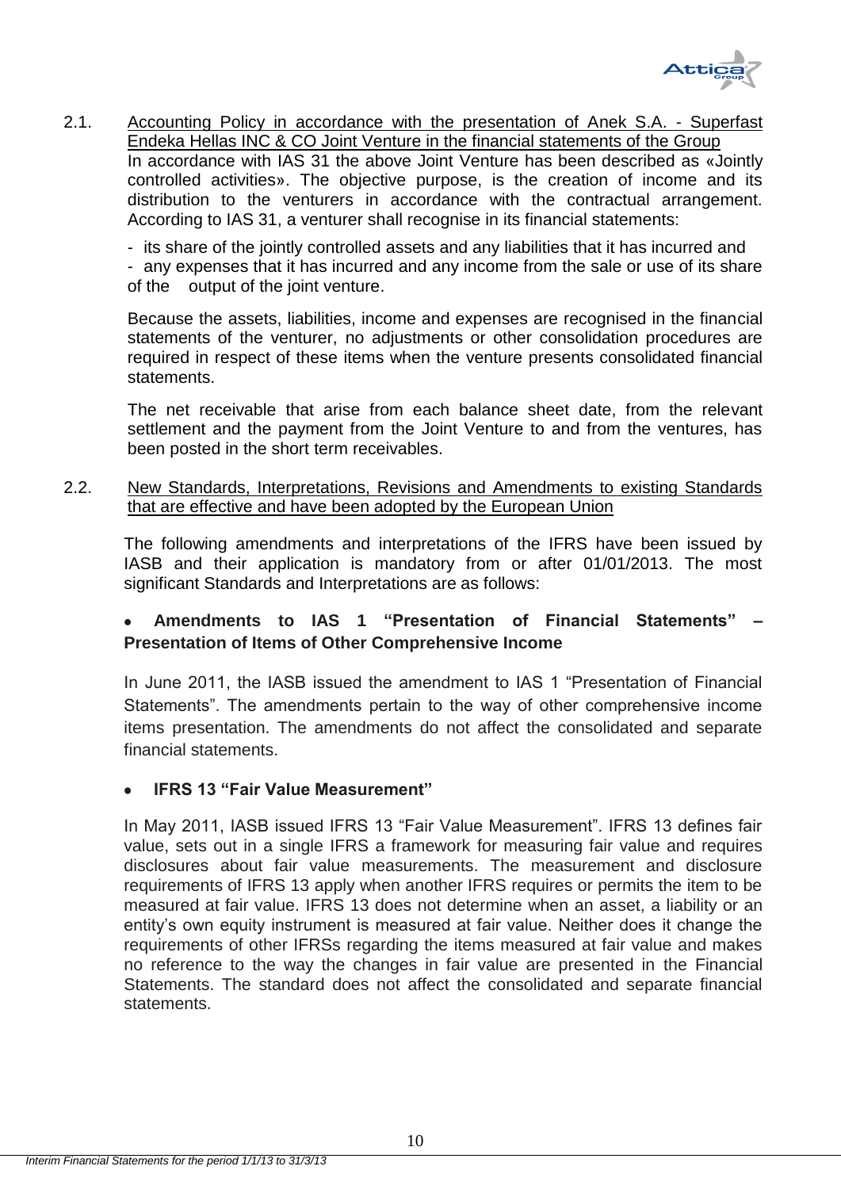2.1. Accounting Policy in accordance with the presentation of Anek S.A. - Superfast Endeka Hellas INC & CO Joint Venture in the financial statements of the Group

In accordance with IAS 31 the above Joint Venture has been described as «Jointly controlled activities». The objective purpose, is the creation of income and its distribution to the venturers in accordance with the contractual arrangement. According to IAS 31, a venturer shall recognise in its financial statements:

- its share of the jointly controlled assets and any liabilities that it has incurred and
- any expenses that it has incurred and any income from the sale or use of its share of the output of the joint venture.

Because the assets, liabilities, income and expenses are recognised in the financial statements of the venturer, no adjustments or other consolidation procedures are required in respect of these items when the venture presents consolidated financial statements.

The net receivable that arise from each balance sheet date, from the relevant settlement and the payment from the Joint Venture to and from the ventures, has been posted in the short term receivables.

2.2. New Standards, Interpretations, Revisions and Amendments to existing Standards that are effective and have been adopted by the European Union

The following amendments and interpretations of the IFRS have been issued by IASB and their application is mandatory from or after 01/01/2013. The most significant Standards and Interpretations are as follows:

- **Amendments to IAS 1 "Presentation of Financial Statements" – Presentation of Items of Other Comprehensive Income**

In June 2011, the IASB issued the amendment to IAS 1 "Presentation of Financial Statements". The amendments pertain to the way of other comprehensive income items presentation. The amendments do not affect the consolidated and separate financial statements.

- **IFRS 13 "Fair Value Measurement"**

In May 2011, IASB issued IFRS 13 "Fair Value Measurement". IFRS 13 defines fair value, sets out in a single IFRS a framework for measuring fair value and requires disclosures about fair value measurements. The measurement and disclosure requirements of IFRS 13 apply when another IFRS requires or permits the item to be measured at fair value. IFRS 13 does not determine when an asset, a liability or an entity's own equity instrument is measured at fair value. Neither does it change the requirements of other IFRSs regarding the items measured at fair value and makes no reference to the way the changes in fair value are presented in the Financial Statements. The standard does not affect the consolidated and separate financial statements.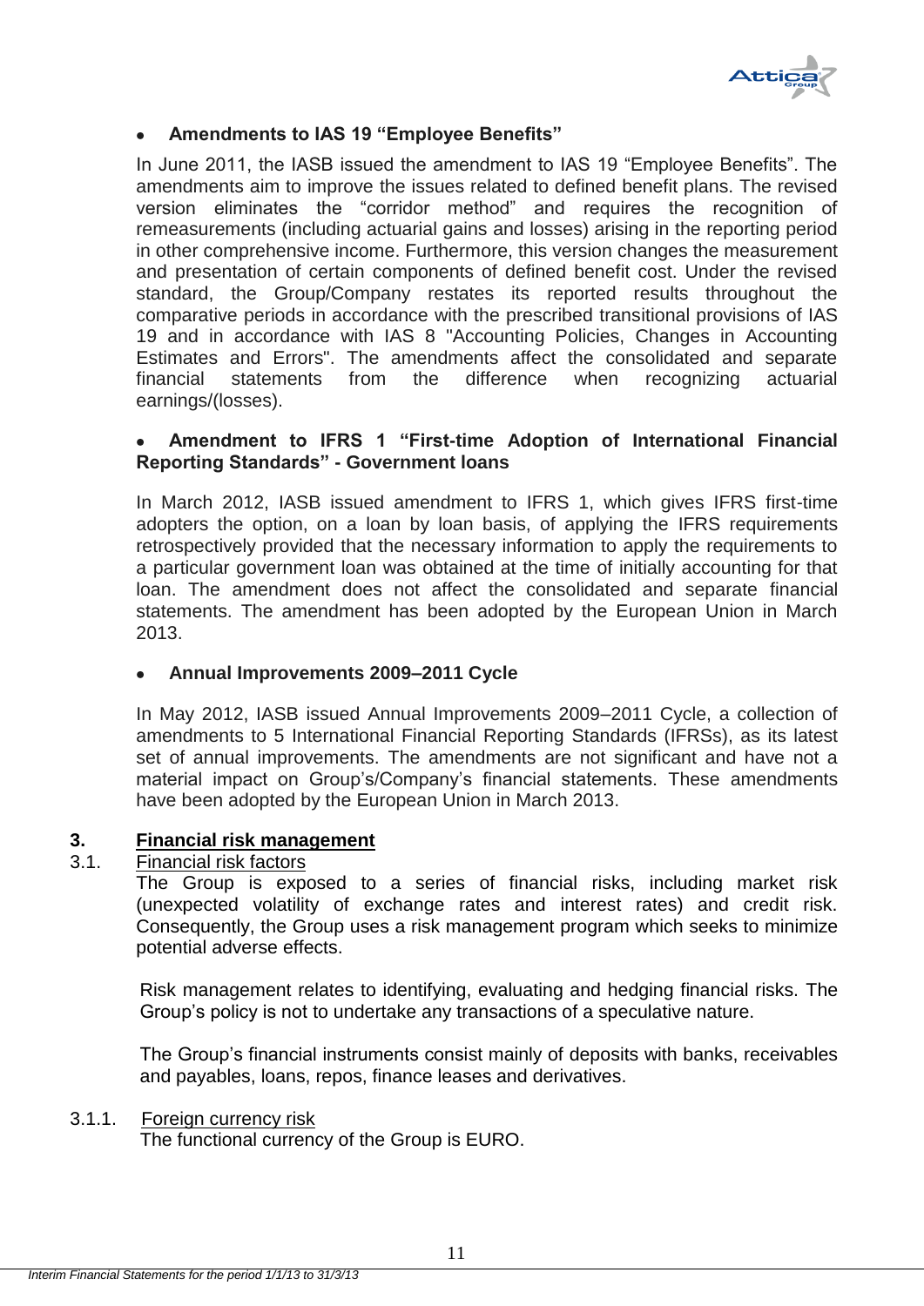- **Amendments to IAS 19 “Employee Benefits”**

In June 2011, the IASB issued the amendment to IAS 19 “Employee Benefits”. The amendments aim to improve the issues related to defined benefit plans. The revised version eliminates the “corridor method” and requires the recognition of remeasurements (including actuarial gains and losses) arising in the reporting period in other comprehensive income. Furthermore, this version changes the measurement and presentation of certain components of defined benefit cost. Under the revised standard, the Group/Company restates its reported results throughout the comparative periods in accordance with the prescribed transitional provisions of IAS 19 and in accordance with IAS 8 "Accounting Policies, Changes in Accounting Estimates and Errors". The amendments affect the consolidated and separate financial statements from the difference when recognizing actuarial earnings/(losses).

- **Amendment to IFRS 1 “First-time Adoption of International Financial Reporting Standards” - Government loans**

In March 2012, IASB issued amendment to IFRS 1, which gives IFRS first-time adopters the option, on a loan by loan basis, of applying the IFRS requirements retrospectively provided that the necessary information to apply the requirements to a particular government loan was obtained at the time of initially accounting for that loan. The amendment does not affect the consolidated and separate financial statements. The amendment has been adopted by the European Union in March 2013.

- **Annual Improvements 2009–2011 Cycle**

In May 2012, IASB issued Annual Improvements 2009–2011 Cycle, a collection of amendments to 5 International Financial Reporting Standards (IFRSs), as its latest set of annual improvements. The amendments are not significant and have not a material impact on Group’s/Company’s financial statements. These amendments have been adopted by the European Union in March 2013.

## 3. Financial risk management

### 3.1. Financial risk factors

The Group is exposed to a series of financial risks, including market risk (unexpected volatility of exchange rates and interest rates) and credit risk. Consequently, the Group uses a risk management program which seeks to minimize potential adverse effects.

Risk management relates to identifying, evaluating and hedging financial risks. The Group’s policy is not to undertake any transactions of a speculative nature.

The Group’s financial instruments consist mainly of deposits with banks, receivables and payables, loans, repos, finance leases and derivatives.

#### 3.1.1. Foreign currency risk

The functional currency of the Group is EURO.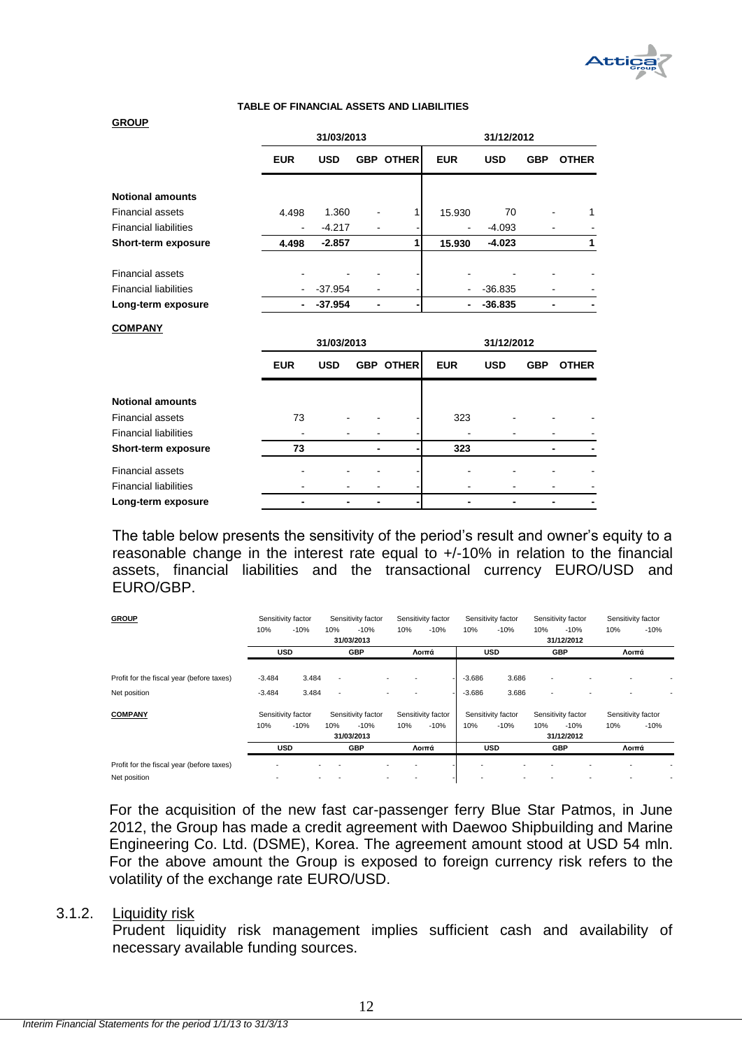**TABLE OF FINANCIAL ASSETS AND LIABILITIES**

**GROUP**

| | 31/03/2013 | | | | 31/12/2012 | | | |
|---|---|---|---|---|---|---|---|---|
| | **EUR** | **USD** | **GBP** | **OTHER** | **EUR** | **USD** | **GBP** | **OTHER** |
| **Notional amounts** | | | | | | | | |
| Financial assets | 4.498 | 1.360 | - | 1 | 15.930 | 70 | - | 1 |
| Financial liabilities | - | -4.217 | - | - | - | -4.093 | - | - |
| **Short-term exposure** | **4.498** | **-2.857** | | **1** | **15.930** | **-4.023** | | **1** |
| Financial assets | - | - | - | - | - | - | - | - |
| Financial liabilities | - | -37.954 | - | - | - | -36.835 | - | - |
| **Long-term exposure** | **-** | **-37.954** | **-** | **-** | **-** | **-36.835** | **-** | **-** |

**COMPANY**

| | 31/03/2013 | | | | 31/12/2012 | | | |
|---|---|---|---|---|---|---|---|---|
| | **EUR** | **USD** | **GBP** | **OTHER** | **EUR** | **USD** | **GBP** | **OTHER** |
| **Notional amounts** | | | | | | | | |
| Financial assets | 73 | - | - | - | 323 | - | - | - |
| Financial liabilities | - | - | - | - | - | - | - | - |
| **Short-term exposure** | **73** | | **-** | **-** | **323** | | **-** | **-** |
| Financial assets | - | - | - | - | - | - | - | - |
| Financial liabilities | - | - | - | - | - | - | - | - |
| **Long-term exposure** | **-** | **-** | **-** | **-** | **-** | **-** | **-** | **-** |

The table below presents the sensitivity of the period's result and owner's equity to a reasonable change in the interest rate equal to +/-10% in relation to the financial assets, financial liabilities and the transactional currency EURO/USD and EURO/GBP.

**GROUP**

| | 31/03/2013 | | | | | | 31/12/2012 | | | | | |
|---|---|---|---|---|---|---|---|---|---|---|---|---|
| | **USD** | | **GBP** | | **Λοιπά** | | **USD** | | **GBP** | | **Λοιπά** | |
| | Sensitivity factor | | Sensitivity factor | | Sensitivity factor | | Sensitivity factor | | Sensitivity factor | | Sensitivity factor | |
| | 10% | -10% | 10% | -10% | 10% | -10% | 10% | -10% | 10% | -10% | 10% | -10% |
| Profit for the fiscal year (before taxes) | -3.484 | 3.484 | - | - | - | - | -3.686 | 3.686 | - | - | - | - |
| Net position | -3.484 | 3.484 | - | - | - | - | -3.686 | 3.686 | - | - | - | - |

**COMPANY**

| | 31/03/2013 | | | | | | 31/12/2012 | | | | | |
|---|---|---|---|---|---|---|---|---|---|---|---|---|
| | **USD** | | **GBP** | | **Λοιπά** | | **USD** | | **GBP** | | **Λοιπά** | |
| | Sensitivity factor | | Sensitivity factor | | Sensitivity factor | | Sensitivity factor | | Sensitivity factor | | Sensitivity factor | |
| | 10% | -10% | 10% | -10% | 10% | -10% | 10% | -10% | 10% | -10% | 10% | -10% |
| Profit for the fiscal year (before taxes) | - | - | - | - | - | - | - | - | - | - | - | - |
| Net position | - | - | - | - | - | - | - | - | - | - | - | - |

For the acquisition of the new fast car-passenger ferry Blue Star Patmos, in June 2012, the Group has made a credit agreement with Daewoo Shipbuilding and Marine Engineering Co. Ltd. (DSME), Korea. The agreement amount stood at USD 54 mln. For the above amount the Group is exposed to foreign currency risk refers to the volatility of the exchange rate EURO/USD.

### 3.1.2. Liquidity risk

Prudent liquidity risk management implies sufficient cash and availability of necessary available funding sources.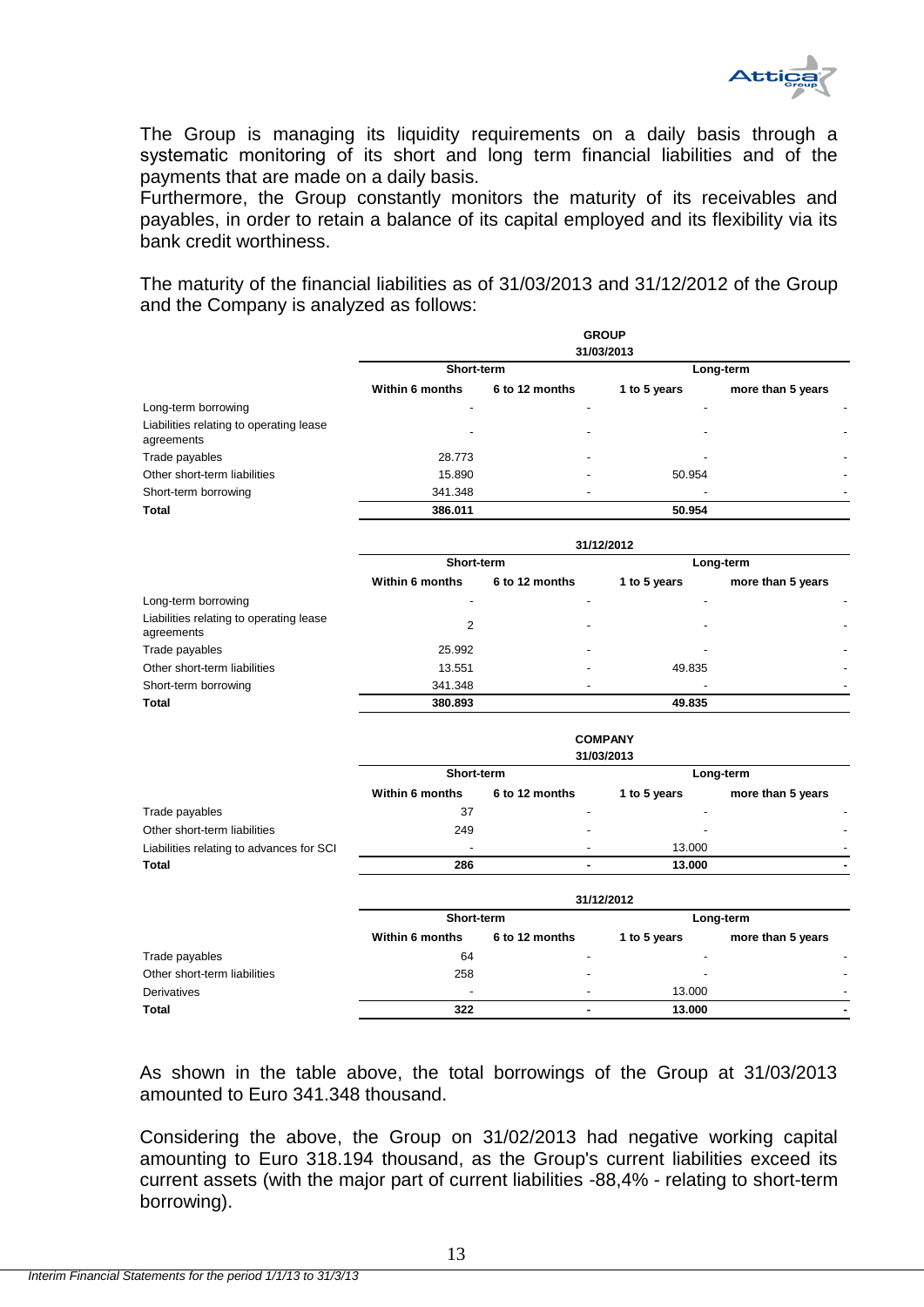The Group is managing its liquidity requirements on a daily basis through a systematic monitoring of its short and long term financial liabilities and of the payments that are made on a daily basis.
Furthermore, the Group constantly monitors the maturity of its receivables and payables, in order to retain a balance of its capital employed and its flexibility via its bank credit worthiness.

The maturity of the financial liabilities as of 31/03/2013 and 31/12/2012 of the Group and the Company is analyzed as follows:

**GROUP**

| 31/03/2013 | Short-term | | Long-term | |
|---|---|---|---|---|
| | Within 6 months | 6 to 12 months | 1 to 5 years | more than 5 years |
| Long-term borrowing | - | - | - | - |
| Liabilities relating to operating lease agreements | - | - | - | - |
| Trade payables | 28.773 | - | - | - |
| Other short-term liabilities | 15.890 | - | 50.954 | - |
| Short-term borrowing | 341.348 | - | - | - |
| **Total** | **386.011** | | **50.954** | |

| 31/12/2012 | Short-term | | Long-term | |
|---|---|---|---|---|
| | Within 6 months | 6 to 12 months | 1 to 5 years | more than 5 years |
| Long-term borrowing | - | - | - | - |
| Liabilities relating to operating lease agreements | 2 | - | - | - |
| Trade payables | 25.992 | - | - | - |
| Other short-term liabilities | 13.551 | - | 49.835 | - |
| Short-term borrowing | 341.348 | - | - | - |
| **Total** | **380.893** | | **49.835** | |

**COMPANY**

| 31/03/2013 | Short-term | | Long-term | |
|---|---|---|---|---|
| | Within 6 months | 6 to 12 months | 1 to 5 years | more than 5 years |
| Trade payables | 37 | - | - | - |
| Other short-term liabilities | 249 | - | - | - |
| Liabilities relating to advances for SCI | - | - | 13.000 | - |
| **Total** | **286** | **-** | **13.000** | **-** |

| 31/12/2012 | Short-term | | Long-term | |
|---|---|---|---|---|
| | Within 6 months | 6 to 12 months | 1 to 5 years | more than 5 years |
| Trade payables | 64 | - | - | - |
| Other short-term liabilities | 258 | - | - | - |
| Derivatives | - | - | 13.000 | - |
| **Total** | **322** | **-** | **13.000** | **-** |

As shown in the table above, the total borrowings of the Group at 31/03/2013 amounted to Euro 341.348 thousand.

Considering the above, the Group on 31/02/2013 had negative working capital amounting to Euro 318.194 thousand, as the Group's current liabilities exceed its current assets (with the major part of current liabilities -88,4% - relating to short-term borrowing).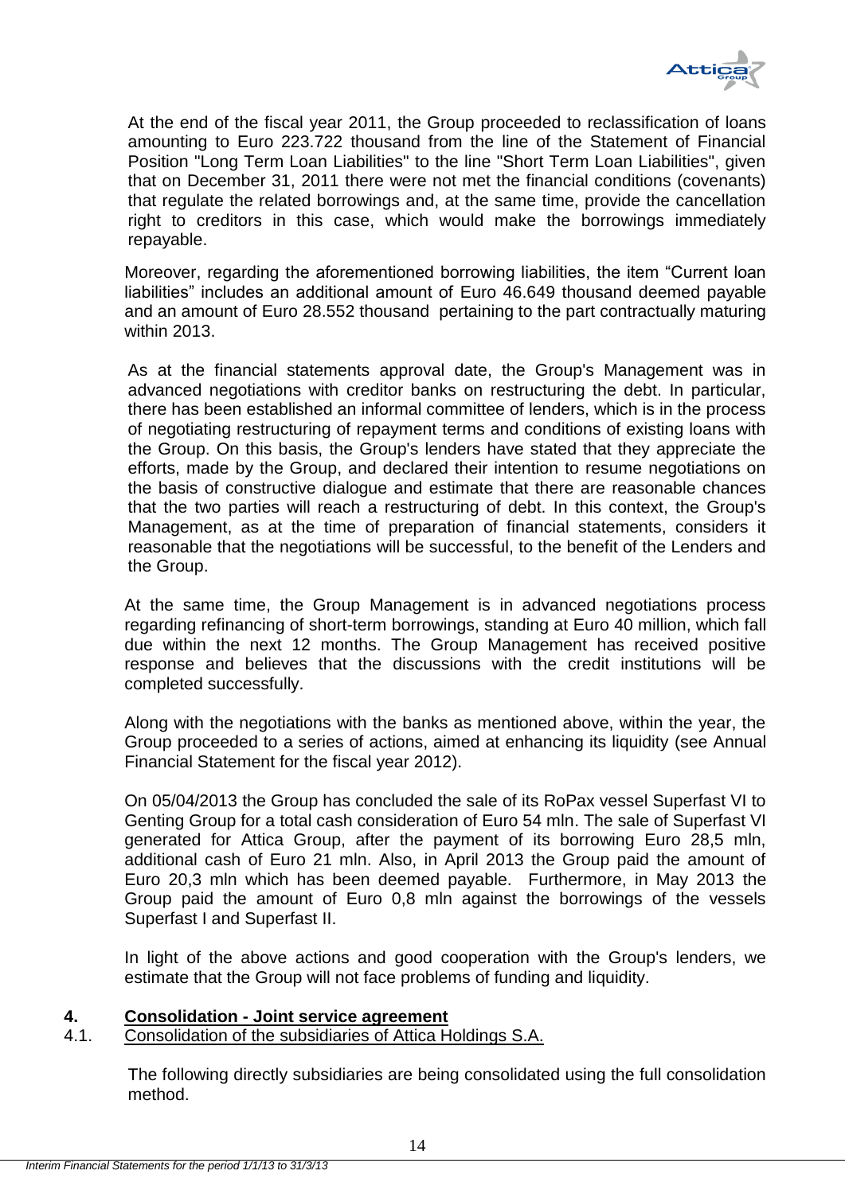At the end of the fiscal year 2011, the Group proceeded to reclassification of loans amounting to Euro 223.722 thousand from the line of the Statement of Financial Position "Long Term Loan Liabilities" to the line "Short Term Loan Liabilities", given that on December 31, 2011 there were not met the financial conditions (covenants) that regulate the related borrowings and, at the same time, provide the cancellation right to creditors in this case, which would make the borrowings immediately repayable.

Moreover, regarding the aforementioned borrowing liabilities, the item "Current loan liabilities" includes an additional amount of Euro 46.649 thousand deemed payable and an amount of Euro 28.552 thousand pertaining to the part contractually maturing within 2013.

As at the financial statements approval date, the Group's Management was in advanced negotiations with creditor banks on restructuring the debt. In particular, there has been established an informal committee of lenders, which is in the process of negotiating restructuring of repayment terms and conditions of existing loans with the Group. On this basis, the Group's lenders have stated that they appreciate the efforts, made by the Group, and declared their intention to resume negotiations on the basis of constructive dialogue and estimate that there are reasonable chances that the two parties will reach a restructuring of debt. In this context, the Group's Management, as at the time of preparation of financial statements, considers it reasonable that the negotiations will be successful, to the benefit of the Lenders and the Group.

At the same time, the Group Management is in advanced negotiations process regarding refinancing of short-term borrowings, standing at Euro 40 million, which fall due within the next 12 months. The Group Management has received positive response and believes that the discussions with the credit institutions will be completed successfully.

Along with the negotiations with the banks as mentioned above, within the year, the Group proceeded to a series of actions, aimed at enhancing its liquidity (see Annual Financial Statement for the fiscal year 2012).

On 05/04/2013 the Group has concluded the sale of its RoPax vessel Superfast VI to Genting Group for a total cash consideration of Euro 54 mln. The sale of Superfast VI generated for Attica Group, after the payment of its borrowing Euro 28,5 mln, additional cash of Euro 21 mln. Also, in April 2013 the Group paid the amount of Euro 20,3 mln which has been deemed payable. Furthermore, in May 2013 the Group paid the amount of Euro 0,8 mln against the borrowings of the vessels Superfast I and Superfast II.

In light of the above actions and good cooperation with the Group's lenders, we estimate that the Group will not face problems of funding and liquidity.

## 4. Consolidation - Joint service agreement

### 4.1. Consolidation of the subsidiaries of Attica Holdings S.A.

The following directly subsidiaries are being consolidated using the full consolidation method.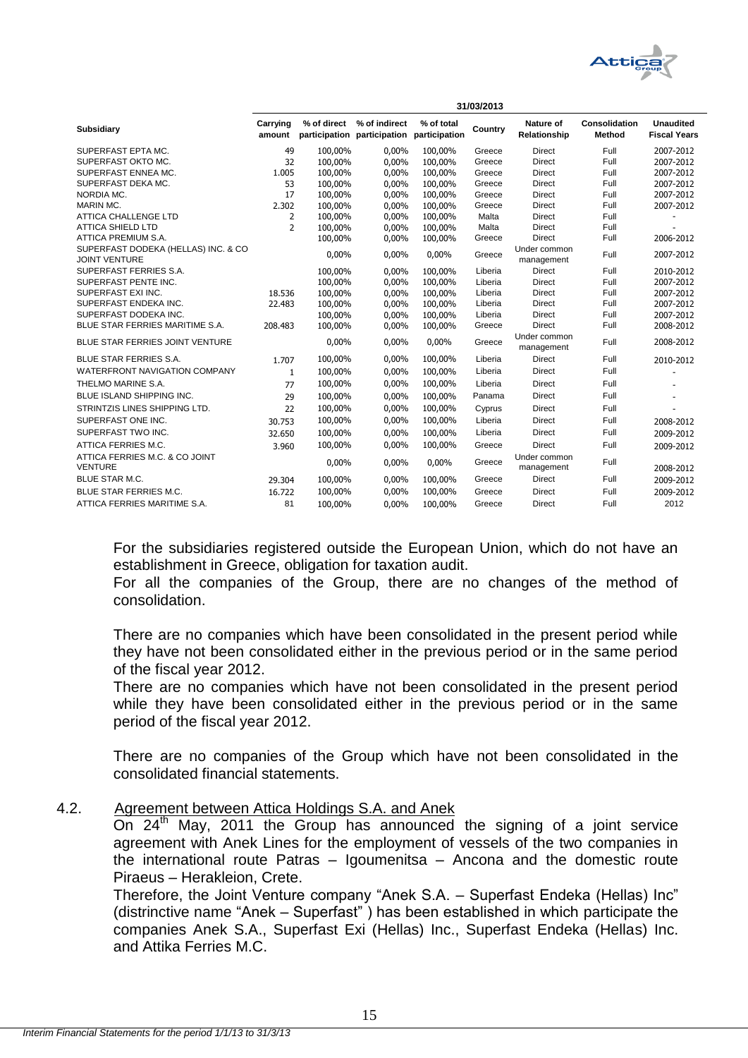| Subsidiary | 31/03/2013 | | | | | | | |
|---|---|---|---|---|---|---|---|---|
| | Carrying amount | % of direct participation | % of indirect participation | % of total participation | Country | Nature of Relationship | Consolidation Method | Unaudited Fiscal Years |
| SUPERFAST EPTA MC. | 49 | 100,00% | 0,00% | 100,00% | Greece | Direct | Full | 2007-2012 |
| SUPERFAST OKTO MC. | 32 | 100,00% | 0,00% | 100,00% | Greece | Direct | Full | 2007-2012 |
| SUPERFAST ENNEA MC. | 1.005 | 100,00% | 0,00% | 100,00% | Greece | Direct | Full | 2007-2012 |
| SUPERFAST DEKA MC. | 53 | 100,00% | 0,00% | 100,00% | Greece | Direct | Full | 2007-2012 |
| NORDIA MC. | 17 | 100,00% | 0,00% | 100,00% | Greece | Direct | Full | 2007-2012 |
| MARIN MC. | 2.302 | 100,00% | 0,00% | 100,00% | Greece | Direct | Full | 2007-2012 |
| ATTICA CHALLENGE LTD | 2 | 100,00% | 0,00% | 100,00% | Malta | Direct | Full | - |
| ATTICA SHIELD LTD | 2 | 100,00% | 0,00% | 100,00% | Malta | Direct | Full | - |
| ATTICA PREMIUM S.A. | | 100,00% | 0,00% | 100,00% | Greece | Direct | Full | 2006-2012 |
| SUPERFAST DODEKA (HELLAS) INC. & CO JOINT VENTURE | | 0,00% | 0,00% | 0,00% | Greece | Under common management | Full | 2007-2012 |
| SUPERFAST FERRIES S.A. | | 100,00% | 0,00% | 100,00% | Liberia | Direct | Full | 2010-2012 |
| SUPERFAST PENTE INC. | | 100,00% | 0,00% | 100,00% | Liberia | Direct | Full | 2007-2012 |
| SUPERFAST EXI INC. | 18.536 | 100,00% | 0,00% | 100,00% | Liberia | Direct | Full | 2007-2012 |
| SUPERFAST ENDEKA INC. | 22.483 | 100,00% | 0,00% | 100,00% | Liberia | Direct | Full | 2007-2012 |
| SUPERFAST DODEKA INC. | | 100,00% | 0,00% | 100,00% | Liberia | Direct | Full | 2007-2012 |
| BLUE STAR FERRIES MARITIME S.A. | 208.483 | 100,00% | 0,00% | 100,00% | Greece | Direct | Full | 2008-2012 |
| BLUE STAR FERRIES JOINT VENTURE | | 0,00% | 0,00% | 0,00% | Greece | Under common management | Full | 2008-2012 |
| BLUE STAR FERRIES S.A. | 1.707 | 100,00% | 0,00% | 100,00% | Liberia | Direct | Full | 2010-2012 |
| WATERFRONT NAVIGATION COMPANY | 1 | 100,00% | 0,00% | 100,00% | Liberia | Direct | Full | - |
| THELMO MARINE S.A. | 77 | 100,00% | 0,00% | 100,00% | Liberia | Direct | Full | - |
| BLUE ISLAND SHIPPING INC. | 29 | 100,00% | 0,00% | 100,00% | Panama | Direct | Full | - |
| STRINTZIS LINES SHIPPING LTD. | 22 | 100,00% | 0,00% | 100,00% | Cyprus | Direct | Full | - |
| SUPERFAST ONE INC. | 30.753 | 100,00% | 0,00% | 100,00% | Liberia | Direct | Full | 2008-2012 |
| SUPERFAST TWO INC. | 32.650 | 100,00% | 0,00% | 100,00% | Liberia | Direct | Full | 2009-2012 |
| ATTICA FERRIES M.C. | 3.960 | 100,00% | 0,00% | 100,00% | Greece | Direct | Full | 2009-2012 |
| ATTICA FERRIES M.C. & CO JOINT VENTURE | | 0,00% | 0,00% | 0,00% | Greece | Under common management | Full | 2008-2012 |
| BLUE STAR M.C. | 29.304 | 100,00% | 0,00% | 100,00% | Greece | Direct | Full | 2009-2012 |
| BLUE STAR FERRIES M.C. | 16.722 | 100,00% | 0,00% | 100,00% | Greece | Direct | Full | 2009-2012 |
| ATTICA FERRIES MARITIME S.A. | 81 | 100,00% | 0,00% | 100,00% | Greece | Direct | Full | 2012 |

For the subsidiaries registered outside the European Union, which do not have an establishment in Greece, obligation for taxation audit.

For all the companies of the Group, there are no changes of the method of consolidation.

There are no companies which have been consolidated in the present period while they have not been consolidated either in the previous period or in the same period of the fiscal year 2012.

There are no companies which have not been consolidated in the present period while they have been consolidated either in the previous period or in the same period of the fiscal year 2012.

There are no companies of the Group which have not been consolidated in the consolidated financial statements.

## 4.2. Agreement between Attica Holdings S.A. and Anek

On 24th May, 2011 the Group has announced the signing of a joint service agreement with Anek Lines for the employment of vessels of the two companies in the international route Patras – Igoumenitsa – Ancona and the domestic route Piraeus – Herakleion, Crete.

Therefore, the Joint Venture company "Anek S.A. – Superfast Endeka (Hellas) Inc" (distrinctive name "Anek – Superfast" ) has been established in which participate the companies Anek S.A., Superfast Exi (Hellas) Inc., Superfast Endeka (Hellas) Inc. and Attika Ferries M.C.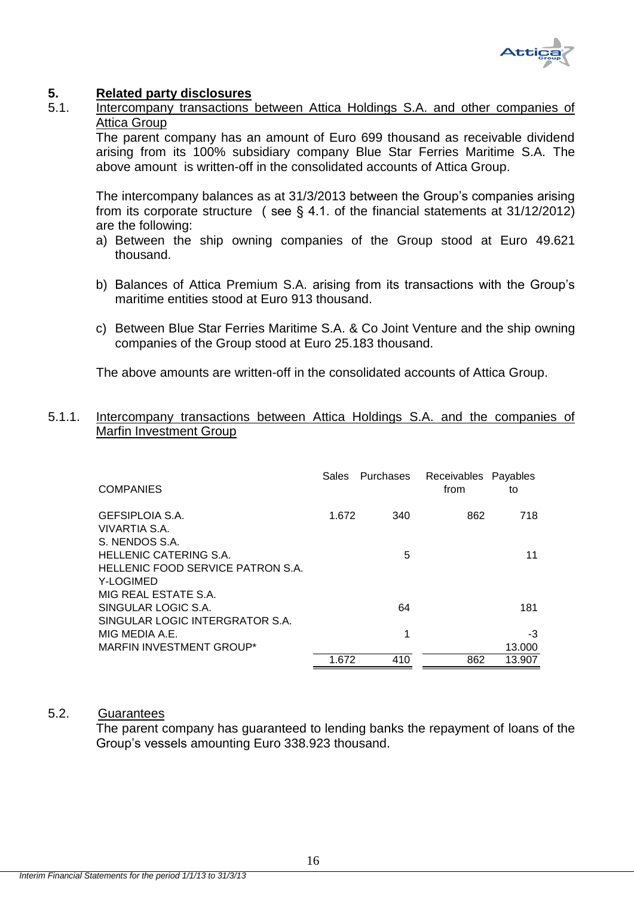## 5. Related party disclosures

### 5.1. Intercompany transactions between Attica Holdings S.A. and other companies of Attica Group

The parent company has an amount of Euro 699 thousand as receivable dividend arising from its 100% subsidiary company Blue Star Ferries Maritime S.A. The above amount is written-off in the consolidated accounts of Attica Group.

The intercompany balances as at 31/3/2013 between the Group's companies arising from its corporate structure ( see § 4.1. of the financial statements at 31/12/2012) are the following:

a) Between the ship owning companies of the Group stood at Euro 49.621 thousand.

b) Balances of Attica Premium S.A. arising from its transactions with the Group's maritime entities stood at Euro 913 thousand.

c) Between Blue Star Ferries Maritime S.A. & Co Joint Venture and the ship owning companies of the Group stood at Euro 25.183 thousand.

The above amounts are written-off in the consolidated accounts of Attica Group.

#### 5.1.1. Intercompany transactions between Attica Holdings S.A. and the companies of Marfin Investment Group

| COMPANIES | Sales | Purchases | Receivables from | Payables to |
|---|---|---|---|---|
| GEFSIPLOIA S.A. | 1.672 | 340 | 862 | 718 |
| VIVARTIA S.A. | | | | |
| S. NENDOS S.A. | | | | |
| HELLENIC CATERING S.A. | | 5 | | 11 |
| HELLENIC FOOD SERVICE PATRON S.A. | | | | |
| Y-LOGIMED | | | | |
| MIG REAL ESTATE S.A. | | | | |
| SINGULAR LOGIC S.A. | | 64 | | 181 |
| SINGULAR LOGIC INTERGRATOR S.A. | | | | |
| MIG MEDIA A.E. | | 1 | | -3 |
| MARFIN INVESTMENT GROUP* | | | | 13.000 |
| | 1.672 | 410 | 862 | 13.907 |

### 5.2. Guarantees

The parent company has guaranteed to lending banks the repayment of loans of the Group's vessels amounting Euro 338.923 thousand.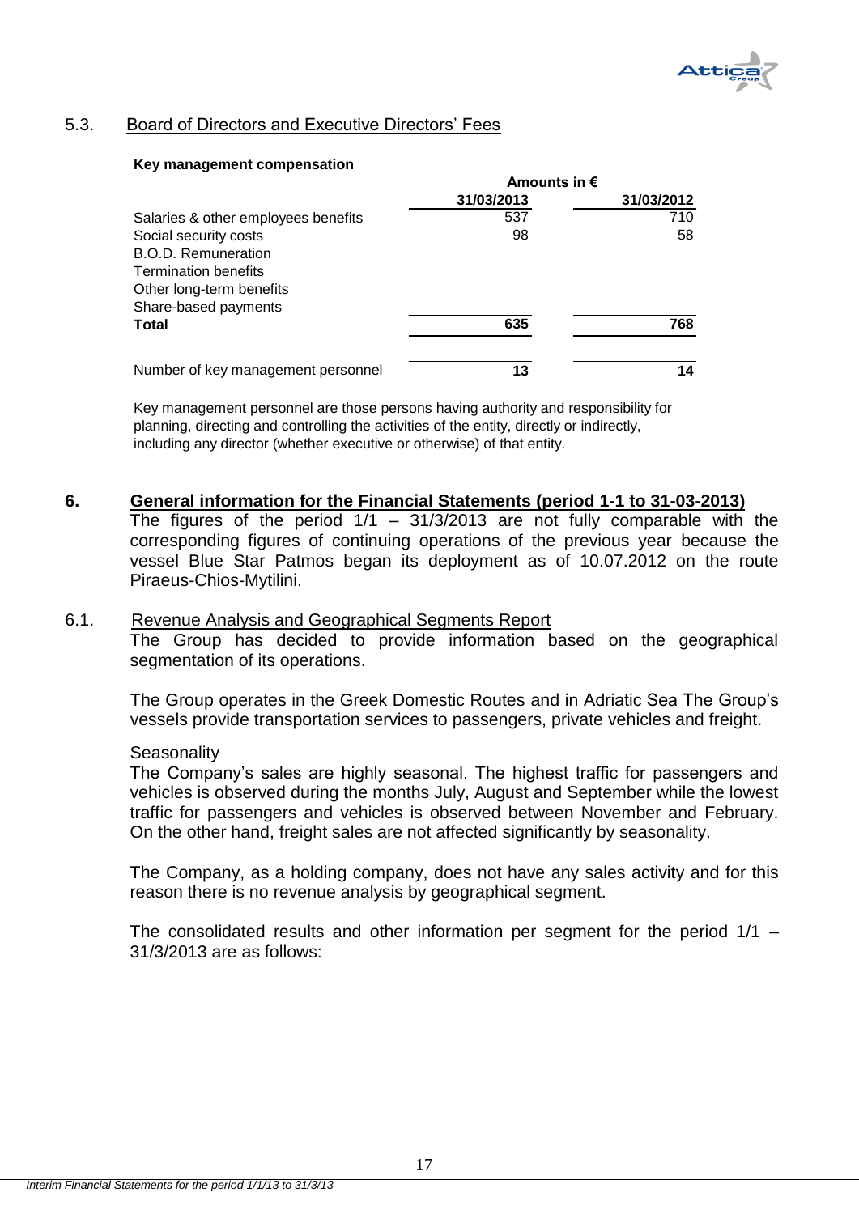## 5.3. Board of Directors and Executive Directors' Fees

**Key management compensation**

| | Amounts in € | |
|---|---|---|
| | **31/03/2013** | **31/03/2012** |
| Salaries & other employees benefits | 537 | 710 |
| Social security costs | 98 | 58 |
| B.O.D. Remuneration | | |
| Termination benefits | | |
| Other long-term benefits | | |
| Share-based payments | | |
| **Total** | **635** | **768** |
| | | |
| Number of key management personnel | **13** | **14** |

Key management personnel are those persons having authority and responsibility for planning, directing and controlling the activities of the entity, directly or indirectly, including any director (whether executive or otherwise) of that entity.

## 6. General information for the Financial Statements (period 1-1 to 31-03-2013)

The figures of the period 1/1 – 31/3/2013 are not fully comparable with the corresponding figures of continuing operations of the previous year because the vessel Blue Star Patmos began its deployment as of 10.07.2012 on the route Piraeus-Chios-Mytilini.

### 6.1. Revenue Analysis and Geographical Segments Report

The Group has decided to provide information based on the geographical segmentation of its operations.

The Group operates in the Greek Domestic Routes and in Adriatic Sea The Group's vessels provide transportation services to passengers, private vehicles and freight.

Seasonality

The Company's sales are highly seasonal. The highest traffic for passengers and vehicles is observed during the months July, August and September while the lowest traffic for passengers and vehicles is observed between November and February. On the other hand, freight sales are not affected significantly by seasonality.

The Company, as a holding company, does not have any sales activity and for this reason there is no revenue analysis by geographical segment.

The consolidated results and other information per segment for the period 1/1 – 31/3/2013 are as follows: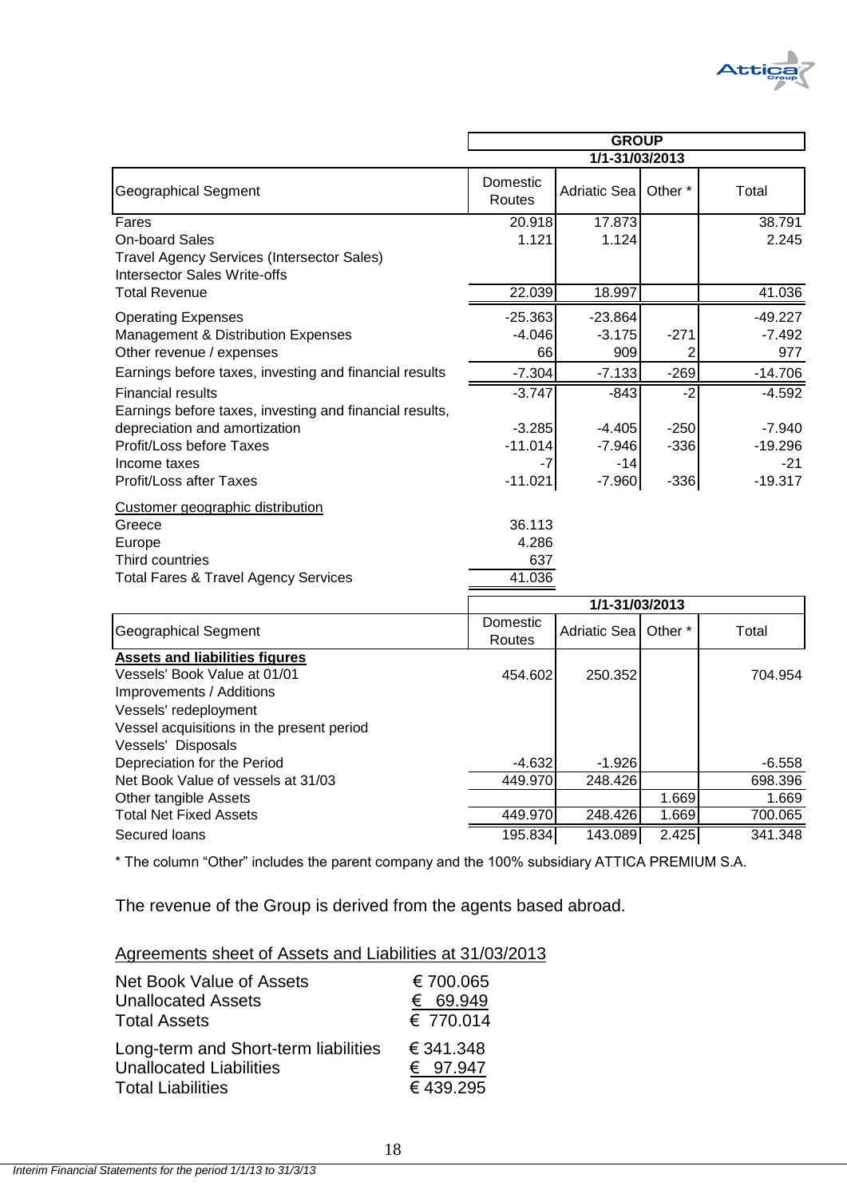| Geographical Segment | GROUP 1/1-31/03/2013 | | | |
|---|---|---|---|---|
| | Domestic Routes | Adriatic Sea | Other * | Total |
| Fares | 20.918 | 17.873 | | 38.791 |
| On-board Sales | 1.121 | 1.124 | | 2.245 |
| Travel Agency Services (Intersector Sales) | | | | |
| Intersector Sales Write-offs | | | | |
| Total Revenue | 22.039 | 18.997 | | 41.036 |
| Operating Expenses | -25.363 | -23.864 | | -49.227 |
| Management & Distribution Expenses | -4.046 | -3.175 | -271 | -7.492 |
| Other revenue / expenses | 66 | 909 | 2 | 977 |
| Earnings before taxes, investing and financial results | -7.304 | -7.133 | -269 | -14.706 |
| Financial results | -3.747 | -843 | -2 | -4.592 |
| Earnings before taxes, investing and financial results, depreciation and amortization | -3.285 | -4.405 | -250 | -7.940 |
| Profit/Loss before Taxes | -11.014 | -7.946 | -336 | -19.296 |
| Income taxes | -7 | -14 | | -21 |
| Profit/Loss after Taxes | -11.021 | -7.960 | -336 | -19.317 |

| Customer geographic distribution | |
|---|---|
| Greece | 36.113 |
| Europe | 4.286 |
| Third countries | 637 |
| Total Fares & Travel Agency Services | 41.036 |

| Geographical Segment | 1/1-31/03/2013 | | | |
|---|---|---|---|---|
| | Domestic Routes | Adriatic Sea | Other * | Total |
| **Assets and liabilities figures** | | | | |
| Vessels' Book Value at 01/01 | 454.602 | 250.352 | | 704.954 |
| Improvements / Additions | | | | |
| Vessels' redeployment | | | | |
| Vessel acquisitions in the present period | | | | |
| Vessels' Disposals | | | | |
| Depreciation for the Period | -4.632 | -1.926 | | -6.558 |
| Net Book Value of vessels at 31/03 | 449.970 | 248.426 | | 698.396 |
| Other tangible Assets | | | 1.669 | 1.669 |
| Total Net Fixed Assets | 449.970 | 248.426 | 1.669 | 700.065 |
| Secured loans | 195.834 | 143.089 | 2.425 | 341.348 |

* The column "Other" includes the parent company and the 100% subsidiary ATTICA PREMIUM S.A.

The revenue of the Group is derived from the agents based abroad.

Agreements sheet of Assets and Liabilities at 31/03/2013

| | |
|---|---|
| Net Book Value of Assets | € 700.065 |
| Unallocated Assets | € 69.949 |
| Total Assets | € 770.014 |
| Long-term and Short-term liabilities | € 341.348 |
| Unallocated Liabilities | € 97.947 |
| Total Liabilities | € 439.295 |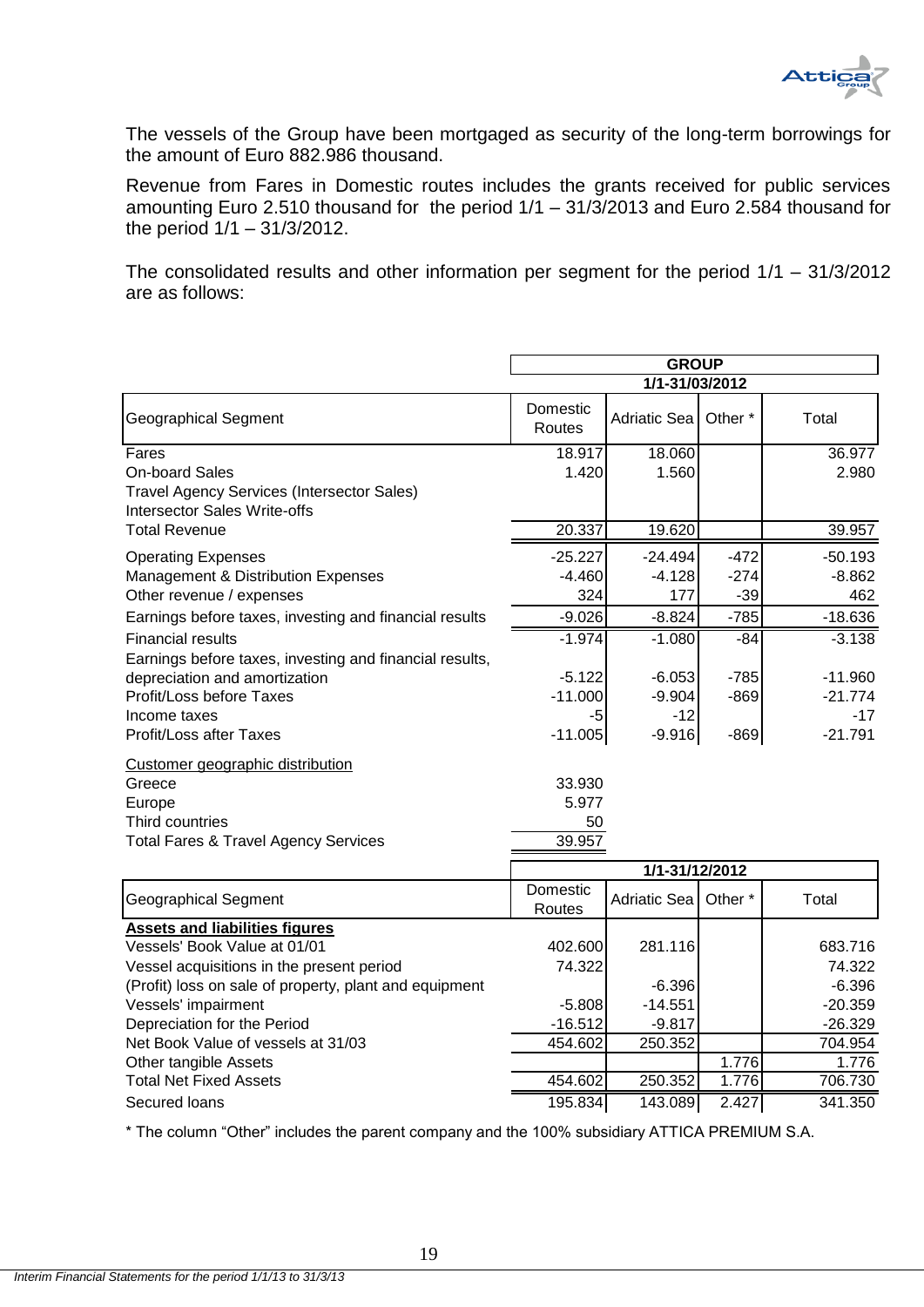The vessels of the Group have been mortgaged as security of the long-term borrowings for the amount of Euro 882.986 thousand.

Revenue from Fares in Domestic routes includes the grants received for public services amounting Euro 2.510 thousand for the period 1/1 – 31/3/2013 and Euro 2.584 thousand for the period 1/1 – 31/3/2012.

The consolidated results and other information per segment for the period 1/1 – 31/3/2012 are as follows:

| | GROUP | | | |
|---|---|---|---|---|
| | 1/1-31/03/2012 | | | |
| Geographical Segment | Domestic Routes | Adriatic Sea | Other * | Total |
| Fares | 18.917 | 18.060 | | 36.977 |
| On-board Sales | 1.420 | 1.560 | | 2.980 |
| Travel Agency Services (Intersector Sales) | | | | |
| Intersector Sales Write-offs | | | | |
| Total Revenue | 20.337 | 19.620 | | 39.957 |
| Operating Expenses | -25.227 | -24.494 | -472 | -50.193 |
| Management & Distribution Expenses | -4.460 | -4.128 | -274 | -8.862 |
| Other revenue / expenses | 324 | 177 | -39 | 462 |
| Earnings before taxes, investing and financial results | -9.026 | -8.824 | -785 | -18.636 |
| Financial results | -1.974 | -1.080 | -84 | -3.138 |
| Earnings before taxes, investing and financial results, depreciation and amortization | -5.122 | -6.053 | -785 | -11.960 |
| Profit/Loss before Taxes | -11.000 | -9.904 | -869 | -21.774 |
| Income taxes | -5 | -12 | | -17 |
| Profit/Loss after Taxes | -11.005 | -9.916 | -869 | -21.791 |
| Customer geographic distribution | | | | |
| Greece | 33.930 | | | |
| Europe | 5.977 | | | |
| Third countries | 50 | | | |
| Total Fares & Travel Agency Services | 39.957 | | | |

| | 1/1-31/12/2012 | | | |
|---|---|---|---|---|
| Geographical Segment | Domestic Routes | Adriatic Sea | Other * | Total |
| **Assets and liabilities figures** | | | | |
| Vessels' Book Value at 01/01 | 402.600 | 281.116 | | 683.716 |
| Vessel acquisitions in the present period | 74.322 | | | 74.322 |
| (Profit) loss on sale of property, plant and equipment | | -6.396 | | -6.396 |
| Vessels' impairment | -5.808 | -14.551 | | -20.359 |
| Depreciation for the Period | -16.512 | -9.817 | | -26.329 |
| Net Book Value of vessels at 31/03 | 454.602 | 250.352 | | 704.954 |
| Other tangible Assets | | | 1.776 | 1.776 |
| Total Net Fixed Assets | 454.602 | 250.352 | 1.776 | 706.730 |
| Secured loans | 195.834 | 143.089 | 2.427 | 341.350 |

* The column "Other" includes the parent company and the 100% subsidiary ATTICA PREMIUM S.A.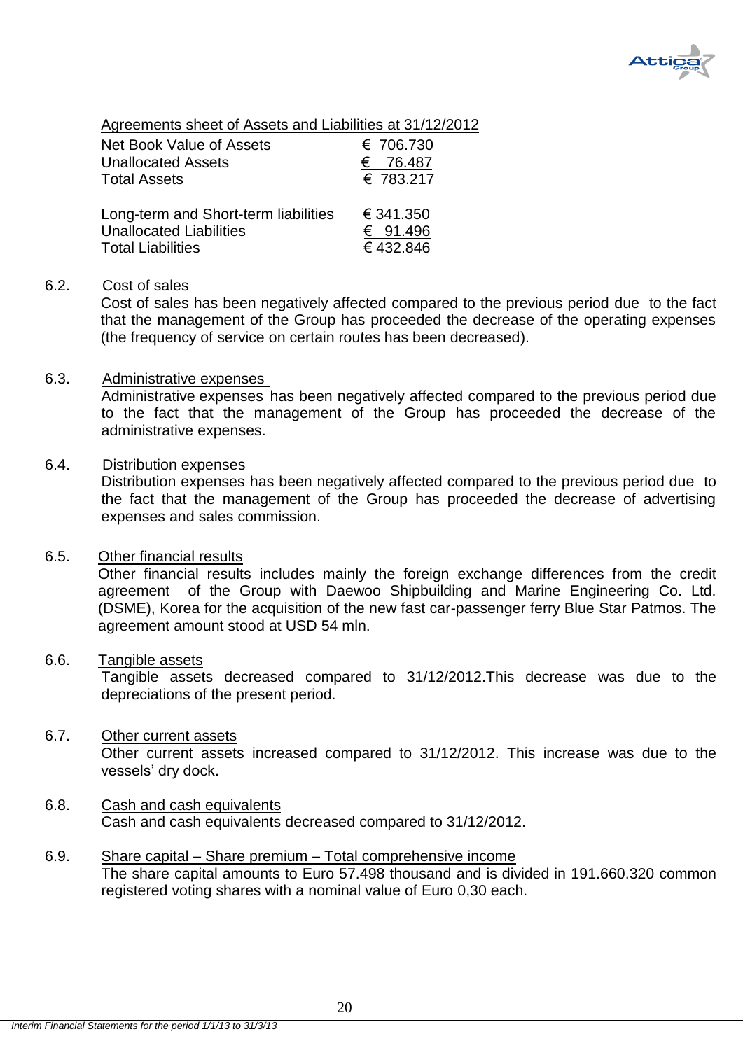Agreements sheet of Assets and Liabilities at 31/12/2012

| | |
|---|---|
| Net Book Value of Assets | € 706.730 |
| Unallocated Assets | € 76.487 |
| Total Assets | € 783.217 |
| | |
| Long-term and Short-term liabilities | € 341.350 |
| Unallocated Liabilities | € 91.496 |
| Total Liabilities | € 432.846 |

6.2. Cost of sales

Cost of sales has been negatively affected compared to the previous period due to the fact that the management of the Group has proceeded the decrease of the operating expenses (the frequency of service on certain routes has been decreased).

6.3. Administrative expenses

Administrative expenses has been negatively affected compared to the previous period due to the fact that the management of the Group has proceeded the decrease of the administrative expenses.

6.4. Distribution expenses

Distribution expenses has been negatively affected compared to the previous period due to the fact that the management of the Group has proceeded the decrease of advertising expenses and sales commission.

6.5. Other financial results

Other financial results includes mainly the foreign exchange differences from the credit agreement of the Group with Daewoo Shipbuilding and Marine Engineering Co. Ltd. (DSME), Korea for the acquisition of the new fast car-passenger ferry Blue Star Patmos. The agreement amount stood at USD 54 mln.

6.6. Tangible assets

Tangible assets decreased compared to 31/12/2012.This decrease was due to the depreciations of the present period.

6.7. Other current assets

Other current assets increased compared to 31/12/2012. This increase was due to the vessels' dry dock.

6.8. Cash and cash equivalents

Cash and cash equivalents decreased compared to 31/12/2012.

6.9. Share capital – Share premium – Total comprehensive income

The share capital amounts to Euro 57.498 thousand and is divided in 191.660.320 common registered voting shares with a nominal value of Euro 0,30 each.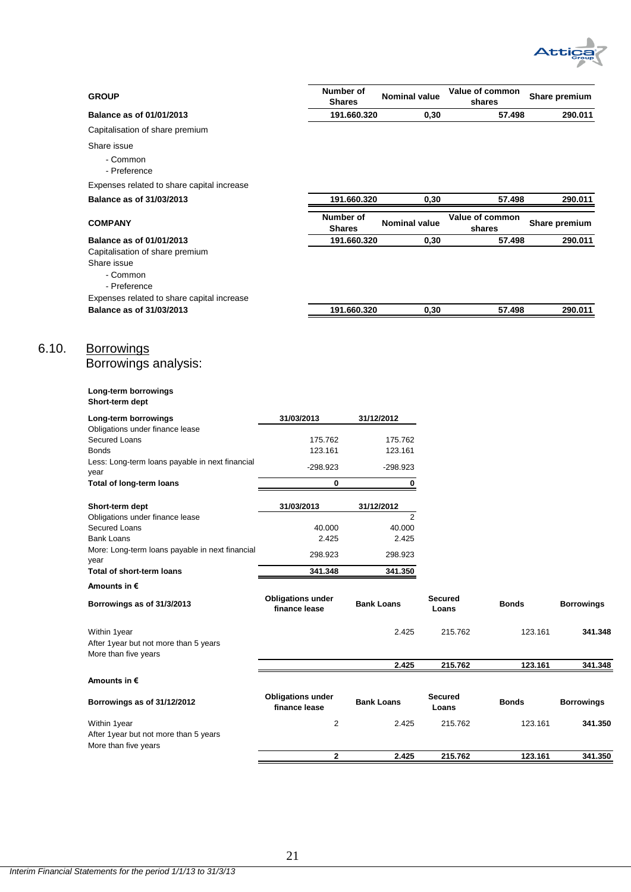| GROUP | Number of Shares | Nominal value | Value of common shares | Share premium |
|---|---|---|---|---|
| **Balance as of 01/01/2013** | **191.660.320** | **0,30** | **57.498** | **290.011** |
| Capitalisation of share premium | | | | |
| Share issue | | | | |
| - Common | | | | |
| - Preference | | | | |
| Expenses related to share capital increase | | | | |
| **Balance as of 31/03/2013** | **191.660.320** | **0,30** | **57.498** | **290.011** |

| COMPANY | Number of Shares | Nominal value | Value of common shares | Share premium |
|---|---|---|---|---|
| **Balance as of 01/01/2013** | **191.660.320** | **0,30** | **57.498** | **290.011** |
| Capitalisation of share premium | | | | |
| Share issue | | | | |
| - Common | | | | |
| - Preference | | | | |
| Expenses related to share capital increase | | | | |
| **Balance as of 31/03/2013** | **191.660.320** | **0,30** | **57.498** | **290.011** |

## 6.10. Borrowings

Borrowings analysis:

**Long-term borrowings**
**Short-term dept**

| Long-term borrowings | 31/03/2013 | 31/12/2012 |
|---|---|---|
| Obligations under finance lease | | |
| Secured Loans | 175.762 | 175.762 |
| Bonds | 123.161 | 123.161 |
| Less: Long-term loans payable in next financial year | -298.923 | -298.923 |
| **Total of long-term loans** | **0** | **0** |

| Short-term dept | 31/03/2013 | 31/12/2012 |
|---|---|---|
| Obligations under finance lease | | 2 |
| Secured Loans | 40.000 | 40.000 |
| Bank Loans | 2.425 | 2.425 |
| More: Long-term loans payable in next financial year | 298.923 | 298.923 |
| **Total of short-term loans** | **341.348** | **341.350** |

**Amounts in €**

| Borrowings as of 31/3/2013 | Obligations under finance lease | Bank Loans | Secured Loans | Bonds | Borrowings |
|---|---|---|---|---|---|
| Within 1year | | 2.425 | 215.762 | 123.161 | **341.348** |
| After 1year but not more than 5 years | | | | | |
| More than five years | | | | | |
| | | **2.425** | **215.762** | **123.161** | **341.348** |

**Amounts in €**

| Borrowings as of 31/12/2012 | Obligations under finance lease | Bank Loans | Secured Loans | Bonds | Borrowings |
|---|---|---|---|---|---|
| Within 1year | 2 | 2.425 | 215.762 | 123.161 | **341.350** |
| After 1year but not more than 5 years | | | | | |
| More than five years | | | | | |
| | **2** | **2.425** | **215.762** | **123.161** | **341.350** |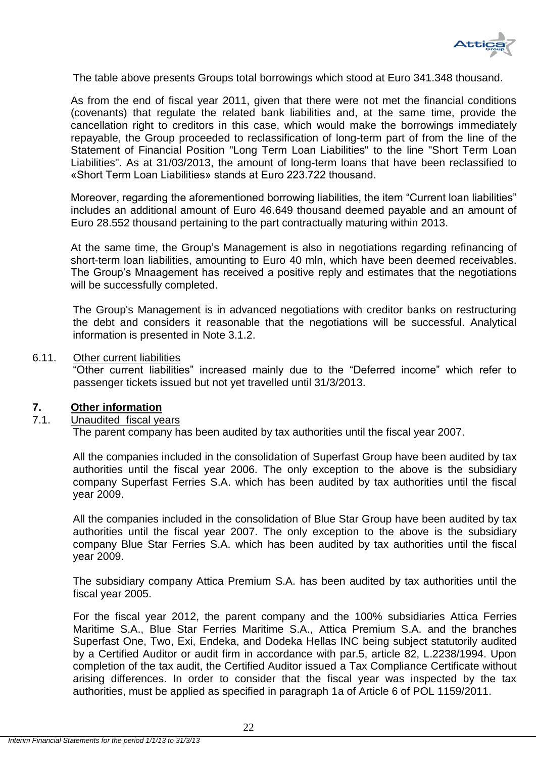The table above presents Groups total borrowings which stood at Euro 341.348 thousand.

As from the end of fiscal year 2011, given that there were not met the financial conditions (covenants) that regulate the related bank liabilities and, at the same time, provide the cancellation right to creditors in this case, which would make the borrowings immediately repayable, the Group proceeded to reclassification of long-term part of from the line of the Statement of Financial Position "Long Term Loan Liabilities" to the line "Short Term Loan Liabilities". As at 31/03/2013, the amount of long-term loans that have been reclassified to «Short Term Loan Liabilities» stands at Euro 223.722 thousand.

Moreover, regarding the aforementioned borrowing liabilities, the item "Current loan liabilities" includes an additional amount of Euro 46.649 thousand deemed payable and an amount of Euro 28.552 thousand pertaining to the part contractually maturing within 2013.

At the same time, the Group's Management is also in negotiations regarding refinancing of short-term loan liabilities, amounting to Euro 40 mln, which have been deemed receivables. The Group's Mnaagement has received a positive reply and estimates that the negotiations will be successfully completed.

The Group's Management is in advanced negotiations with creditor banks on restructuring the debt and considers it reasonable that the negotiations will be successful. Analytical information is presented in Note 3.1.2.

### 6.11. Other current liabilities

"Other current liabilities" increased mainly due to the "Deferred income" which refer to passenger tickets issued but not yet travelled until 31/3/2013.

## 7. Other information

### 7.1. Unaudited fiscal years

The parent company has been audited by tax authorities until the fiscal year 2007.

All the companies included in the consolidation of Superfast Group have been audited by tax authorities until the fiscal year 2006. The only exception to the above is the subsidiary company Superfast Ferries S.A. which has been audited by tax authorities until the fiscal year 2009.

All the companies included in the consolidation of Blue Star Group have been audited by tax authorities until the fiscal year 2007. The only exception to the above is the subsidiary company Blue Star Ferries S.A. which has been audited by tax authorities until the fiscal year 2009.

The subsidiary company Attica Premium S.A. has been audited by tax authorities until the fiscal year 2005.

For the fiscal year 2012, the parent company and the 100% subsidiaries Attica Ferries Maritime S.A., Blue Star Ferries Maritime S.A., Attica Premium S.A. and the branches Superfast One, Two, Exi, Endeka, and Dodeka Hellas INC being subject statutorily audited by a Certified Auditor or audit firm in accordance with par.5, article 82, L.2238/1994. Upon completion of the tax audit, the Certified Auditor issued a Tax Compliance Certificate without arising differences. In order to consider that the fiscal year was inspected by the tax authorities, must be applied as specified in paragraph 1a of Article 6 of POL 1159/2011.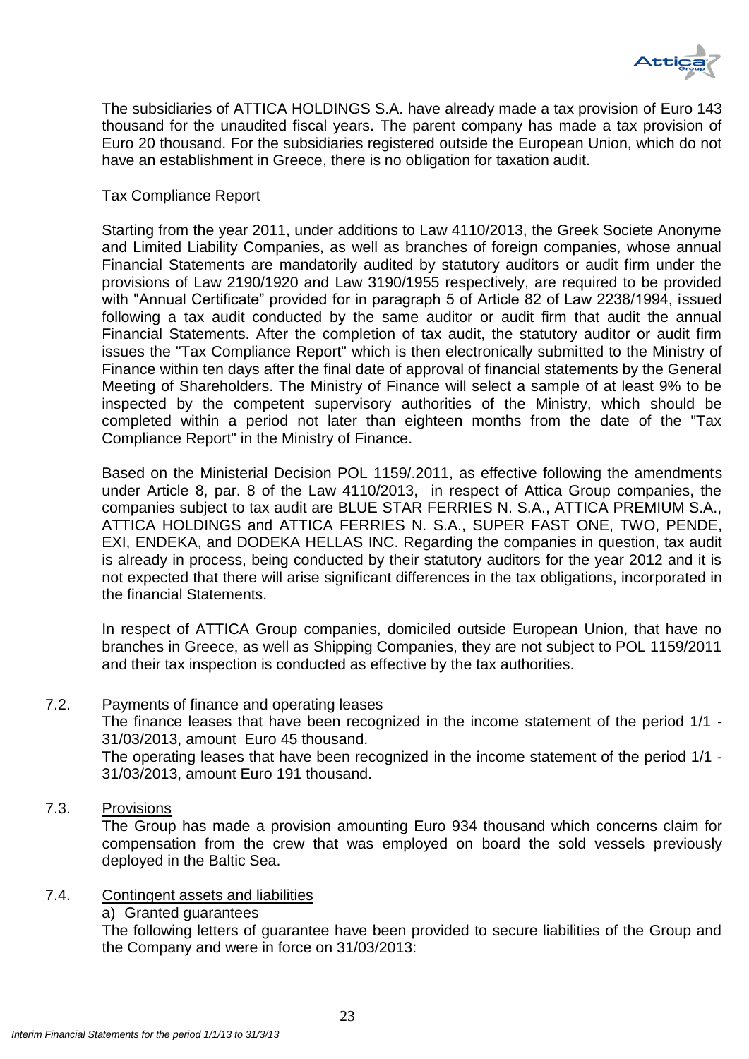The subsidiaries of ATTICA HOLDINGS S.A. have already made a tax provision of Euro 143 thousand for the unaudited fiscal years. The parent company has made a tax provision of Euro 20 thousand. For the subsidiaries registered outside the European Union, which do not have an establishment in Greece, there is no obligation for taxation audit.

Tax Compliance Report

Starting from the year 2011, under additions to Law 4110/2013, the Greek Societe Anonyme and Limited Liability Companies, as well as branches of foreign companies, whose annual Financial Statements are mandatorily audited by statutory auditors or audit firm under the provisions of Law 2190/1920 and Law 3190/1955 respectively, are required to be provided with "Annual Certificate" provided for in paragraph 5 of Article 82 of Law 2238/1994, issued following a tax audit conducted by the same auditor or audit firm that audit the annual Financial Statements. After the completion of tax audit, the statutory auditor or audit firm issues the "Tax Compliance Report" which is then electronically submitted to the Ministry of Finance within ten days after the final date of approval of financial statements by the General Meeting of Shareholders. The Ministry of Finance will select a sample of at least 9% to be inspected by the competent supervisory authorities of the Ministry, which should be completed within a period not later than eighteen months from the date of the "Tax Compliance Report" in the Ministry of Finance.

Based on the Ministerial Decision POL 1159/.2011, as effective following the amendments under Article 8, par. 8 of the Law 4110/2013, in respect of Attica Group companies, the companies subject to tax audit are BLUE STAR FERRIES N. S.A., ATTICA PREMIUM S.A., ATTICA HOLDINGS and ATTICA FERRIES N. S.A., SUPER FAST ONE, TWO, PENDE, EXI, ENDEKA, and DODEKA HELLAS INC. Regarding the companies in question, tax audit is already in process, being conducted by their statutory auditors for the year 2012 and it is not expected that there will arise significant differences in the tax obligations, incorporated in the financial Statements.

In respect of ATTICA Group companies, domiciled outside European Union, that have no branches in Greece, as well as Shipping Companies, they are not subject to POL 1159/2011 and their tax inspection is conducted as effective by the tax authorities.

7.2. Payments of finance and operating leases

The finance leases that have been recognized in the income statement of the period 1/1 - 31/03/2013, amount Euro 45 thousand.

The operating leases that have been recognized in the income statement of the period 1/1 - 31/03/2013, amount Euro 191 thousand.

7.3. Provisions

The Group has made a provision amounting Euro 934 thousand which concerns claim for compensation from the crew that was employed on board the sold vessels previously deployed in the Baltic Sea.

7.4. Contingent assets and liabilities

a) Granted guarantees

The following letters of guarantee have been provided to secure liabilities of the Group and the Company and were in force on 31/03/2013: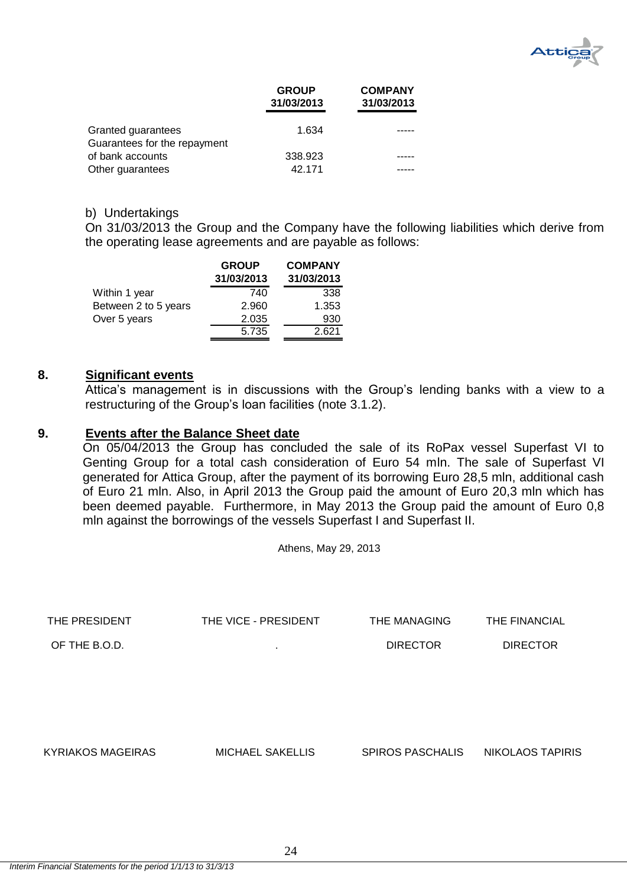| | GROUP 31/03/2013 | COMPANY 31/03/2013 |
|---|---|---|
| Granted guarantees | 1.634 | ----- |
| Guarantees for the repayment of bank accounts | 338.923 | ----- |
| Other guarantees | 42.171 | ----- |

b) Undertakings

On 31/03/2013 the Group and the Company have the following liabilities which derive from the operating lease agreements and are payable as follows:

| | GROUP 31/03/2013 | COMPANY 31/03/2013 |
|---|---|---|
| Within 1 year | 740 | 338 |
| Between 2 to 5 years | 2.960 | 1.353 |
| Over 5 years | 2.035 | 930 |
| | 5.735 | 2.621 |

## 8. Significant events

Attica's management is in discussions with the Group's lending banks with a view to a restructuring of the Group's loan facilities (note 3.1.2).

## 9. Events after the Balance Sheet date

On 05/04/2013 the Group has concluded the sale of its RoPax vessel Superfast VI to Genting Group for a total cash consideration of Euro 54 mln. The sale of Superfast VI generated for Attica Group, after the payment of its borrowing Euro 28,5 mln, additional cash of Euro 21 mln. Also, in April 2013 the Group paid the amount of Euro 20,3 mln which has been deemed payable. Furthermore, in May 2013 the Group paid the amount of Euro 0,8 mln against the borrowings of the vessels Superfast I and Superfast II.

Athens, May 29, 2013

| THE PRESIDENT OF THE B.O.D. | THE VICE - PRESIDENT | THE MANAGING DIRECTOR | THE FINANCIAL DIRECTOR |
|---|---|---|---|
| KYRIAKOS MAGEIRAS | MICHAEL SAKELLIS | SPIROS PASCHALIS | NIKOLAOS TAPIRIS |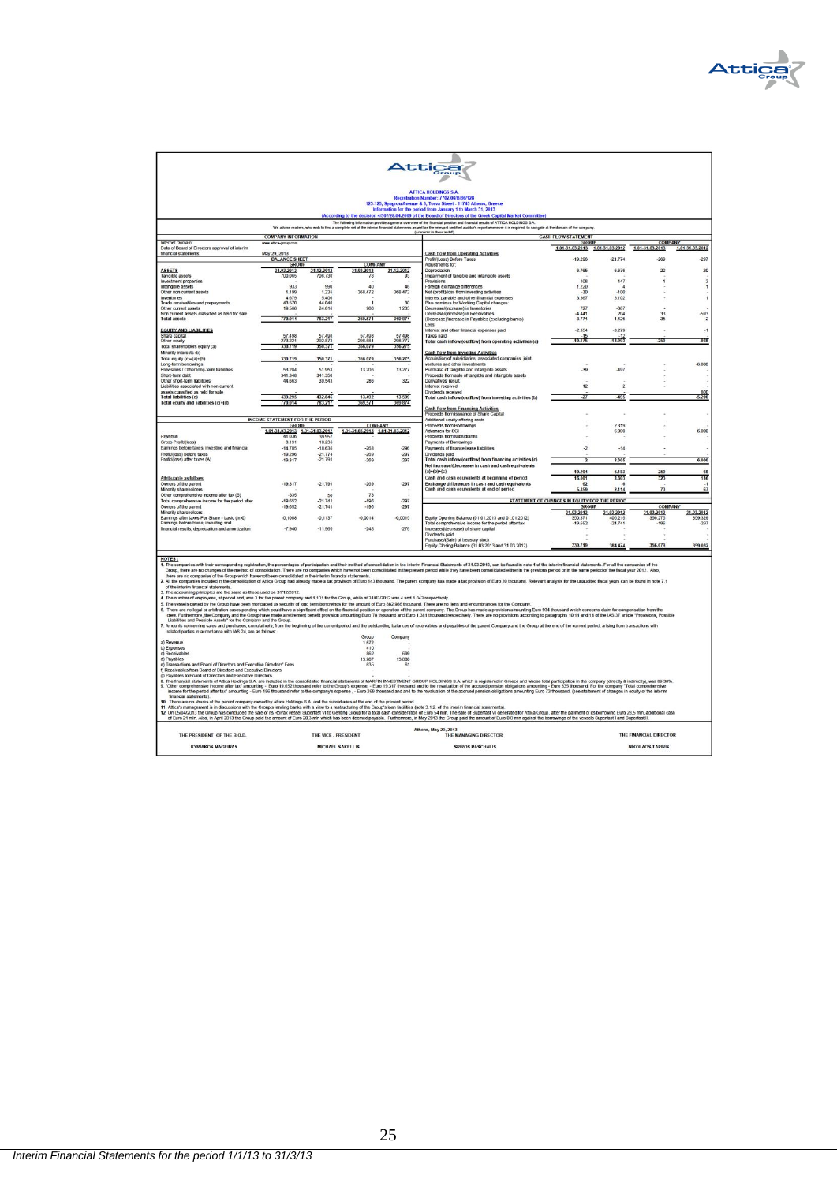# ATTICA HOLDINGS S.A.

**Registration Number: 7702/06/B/86/128**

**123-125, Syngrou Avenue & 3, Torva Street - 11745 Athens, Greece**

**Information for the period from January 1 to March 31, 2013**

**(According to the decision 4/507/28.04.2009 of the Board of Directors of the Greek Capital Market Committee)**

The following information provide a general overview of the financial position and financial results of ATTICA HOLDINGS S.A. We advise readers, who wish to find a complete set of the interim financial statements as well as the relevant certified auditor's report whenever it is required, to navigate at the domain of the company.

(Amounts in thousand €)

## COMPANY INFORMATION

| | |
|---|---|
| Internet Domain: | www.attica-group.com |
| Date of Board of Directors approval of interim financial statements: | May 29, 2013 |

## BALANCE SHEET

| | GROUP | | COMPANY | |
|---|---|---|---|---|
| | 31.03.2013 | 31.12.2012 | 31.03.2013 | 31.12.2012 |
| **ASSETS** | | | | |
| Tangible assets | 700.066 | 706.730 | 78 | 93 |
| Investment properties | - | - | - | - |
| Intangible assets | 933 | 998 | 40 | 46 |
| Other non current assets | 1.199 | 1.235 | 368.472 | 368.472 |
| Inventories | 4.679 | 5.406 | - | - |
| Trade receivables and prepayments | 43.570 | 44.040 | 1 | 30 |
| Other current assets | 19.568 | 24.816 | 980 | 1.233 |
| Non current assets classified as held for sale | - | - | - | - |
| **Total assets** | **770.014** | **783.217** | **369.571** | **369.874** |
| **EQUITY AND LIABILITIES** | | | | |
| Share capital | 57.498 | 57.498 | 57.498 | 57.498 |
| Other equity | 273.221 | 292.873 | 298.581 | 298.777 |
| Total shareholders equity (a) | 330.719 | 350.371 | 356.079 | 356.275 |
| Minority interests (b) | - | - | - | - |
| Total equity (c)=(a)+(b) | 330.719 | 350.371 | 356.079 | 356.275 |
| Long-term borrowings | - | - | - | - |
| Provisions / Other long-term liabilities | 53.284 | 51.953 | 13.206 | 13.277 |
| Short-term debt | 341.348 | 341.350 | - | - |
| Other short-term liabilities | 44.663 | 39.543 | 286 | 322 |
| Liabilities associated with non current assets classified as held for sale | - | - | - | - |
| **Total liabilities (d)** | **439.295** | **432.846** | **13.492** | **13.599** |
| **Total equity and liabilities (c)+(d)** | **770.014** | **783.217** | **369.571** | **369.874** |

## INCOME STATEMENT FOR THE PERIOD

| | GROUP | | COMPANY | |
|---|---|---|---|---|
| | 1.01-31.03.2013 | 1.01-31.03.2012 | 1.01-31.03.2013 | 1.01-31.03.2012 |
| Revenue | 41.036 | 38.957 | - | - |
| Gross Profit/(loss) | -8.191 | -10.236 | - | - |
| Earnings before taxes, investing and financial | -14.705 | -18.636 | -268 | -296 |
| Profit/(loss) before taxes | -19.296 | -21.774 | -269 | -297 |
| Profit/(loss) after taxes (A) | -19.317 | -21.791 | -269 | -297 |
| Attributable as follows: | | | | |
| Owners of the parent | -19.317 | -21.791 | -269 | -297 |
| Minority shareholders | - | - | - | - |
| Other comprehensive income after tax (B) | -335 | 50 | 73 | - |
| Total comprehensive income for the period after tax (A)+(B) | -19.652 | -21.741 | -196 | -297 |
| Owners of the parent | -19.652 | -21.741 | -196 | -297 |
| Minority shareholders | - | - | - | - |
| Earnings after taxes Per Share - basic (in €) | -0,1008 | -0,1137 | -0,0014 | -0,0015 |
| Earnings before taxes, investing and financial results, depreciation and amortization | -7.940 | -11.960 | -248 | -276 |

## CASH FLOW STATEMENT

| | GROUP | | COMPANY | |
|---|---|---|---|---|
| | 1.01-31.03.2013 | 1.01-31.03.2012 | 1.01-31.03.2013 | 1.01-31.03.2012 |
| **Cash flow from Operating Activities** | | | | |
| Profit/(loss) Before Taxes | -19.296 | -21.774 | -269 | -297 |
| Adjustments for: | | | | |
| Depreciation | 6.765 | 6.676 | 20 | 20 |
| Impairment of tangible and intangible assets | - | - | - | - |
| Provisions | 108 | 147 | 1 | 3 |
| Foreign exchange differences | 1.220 | 4 | - | 1 |
| Net (profit)/loss from investing activities | -30 | -100 | - | - |
| Interest payable and other financial expenses | 3.367 | 3.102 | - | 1 |
| Plus or minus for Working Capital changes: | | | | |
| Decrease/(increase) in Inventories | 727 | -387 | - | - |
| Decrease/(increase) in Receivables | -4.441 | 204 | 33 | -593 |
| (Decrease)/increase in Payables (excluding banks) | 3.774 | 1.426 | -35 | -2 |
| Less: | | | | |
| Interest and other financial expenses paid | -2.354 | -3.279 | - | -1 |
| Taxes paid | -15 | -12 | - | - |
| **Total cash inflow/(outflow) from operating activities (a)** | **-10.175** | **-13.993** | **-250** | **-868** |
| **Cash flow from Investing Activities** | | | | |
| Acquisition of subsidiaries, associated companies, joint ventures and other investments | - | - | - | -6.000 |
| Purchase of tangible and intangible assets | -39 | -497 | - | - |
| Proceeds from sale of tangible and intangible assets | - | - | - | - |
| Derivatives' result | - | - | - | - |
| Interest received | 12 | 2 | - | - |
| Dividends received | - | - | - | 800 |
| **Total cash inflow/(outflow) from investing activities (b)** | **-27** | **-495** | **-** | **-5.200** |
| **Cash flow from Financing Activities** | | | | |
| Proceeds from issuance of Share Capital | - | - | - | - |
| Additional equity offering costs | - | - | - | - |
| Proceeds from Borrowings | - | 2.319 | - | - |
| Advances for DCI | - | 6.000 | - | 6.000 |
| Proceeds from subsidiaries | - | - | - | - |
| Payments of Borrowings | - | - | - | - |
| Payments of finance lease liabilities | -2 | -14 | - | - |
| Dividends paid | - | - | - | - |
| **Total cash inflow/(outflow) from financing activities (c)** | **-2** | **8.305** | **-** | **6.000** |
| Net increase/(decrease) in cash and cash equivalents (a)+(b)+(c) | -10.204 | -6.183 | -250 | -68 |
| Cash and cash equivalents at beginning of period | 16.001 | 8.303 | 323 | 136 |
| Exchange differences in cash and cash equivalents | 62 | -6 | - | -1 |
| Cash and cash equivalents at end of period | 5.859 | 2.114 | 73 | 67 |

## STATEMENT OF CHANGES IN EQUITY FOR THE PERIOD

| | GROUP | | COMPANY | |
|---|---|---|---|---|
| | 31.03.2013 | 31.03.2012 | 31.03.2013 | 31.03.2012 |
| Equity Opening Balance (01.01.2013 and 01.01.2012) | 350.371 | 406.215 | 356.275 | 359.329 |
| Total comprehensive income for the period after tax | -19.652 | -21.741 | -196 | -297 |
| Increase/(decrease) of share capital | - | - | - | - |
| Dividends paid | - | - | - | - |
| Purchase/(Sale) of treasury stock | - | - | - | - |
| Equity Closing Balance (31.03.2013 and 31.03.2012) | 330.719 | 384.474 | 356.079 | 359.032 |

## NOTES :

1. The companies with their corresponding registration, the percentages of participation and their method of consolidation in the interim Financial Statements of 31.03.2013, can be found in note 4 of the interim financial statements. For all the companies of the Group, there are no changes of the method of consolidation. There are no companies which have not been consolidated in the present period while they have been consolidated either in the previous period or in the same period of the fiscal year 2012. Also, there are no companies of the Group which have not been consolidated in the interim financial statements.
2. All the companies included in the consolidation of Attica Group had already made a tax provision of Euro 143 thousand. The parent company has made a tax provision of Euro 30 thousand. Relevant analysis for the unaudited fiscal years can be found in note 7.1 of the interim financial statements.
3. The accounting principles are the same as those used on 31/12/2012.
4. The number of employees, at period end, was 3 for the parent company and 1.101 for the Group, while at 31/03/2012 was 4 and 1.043 respectively.
5. The vessels owned by the Group have been mortgaged as security of long term borrowings for the amount of Euro 682.966 thousand. There are no liens and encumbrances for the Company.
6. There are no legal or arbitration cases pending which could have a significant effect on the financial position or operation of the parent company. The Group has made a provision amounting Euro 934 thousand which concerns claim for compensation from the crew. Furthermore, the Company and the Group have made a retirement benefit provision amounting Euro 78 thousand and Euro 1.381 thousand respectively. There are no provisions according to paragraphs 10,11 and 14 of the IAS 37 article "Provisions, Possible Liabilities and Possible Assets" for the Company and the Group.
7. Amounts concerning sales and purchases, cumulatively, from the beginning of the current period and the outstanding balances of receivables and payables of the parent Company and the Group at the end of the current period, arising from transactions with related parties in accordance with IAS 24, are as follows:

| | Group | Company |
|---|---|---|
| a) Revenue | 1.672 | - |
| b) Expenses | 410 | - |
| c) Receivables | 862 | 699 |
| d) Payables | 13.907 | 13.000 |
| e) Transactions and Board of Directors and Executive Directors' Fees | 635 | 61 |
| f) Receivables from Board of Directors and Executive Directors | - | - |
| g) Payables to Board of Directors and Executive Directors | - | - |

8. The financial statements of Attica Holdings S.A. are included in the consolidated financial statements of MARFIN INVESTMENT GROUP HOLDINGS S.A. which is registered in Greece and whose total participation in the company (directly & indirectly), was 89,38%.
9. "Other comprehensive income after tax" amounting - Euro 19.652 thousand refer to the Group's expense, - Euro 19.317 thousand and to the revaluation of the accrued pension obligations amounting - Euro 335 thousand. For the company "Total comprehensive income for the period after tax" amounting - Euro 196 thousand refer to the company's expense, - Euro 269 thousand and to the revaluation of the accrued pension obligations amounting Euro 73 thousand. (see statement of changes in equity of the interim financial statements)
10. There are no shares of the parent company owned by Attica Holdings S.A. and the subsidiaries at the end of the present period.
11. Attica's management is in discussions with the Group's lending banks with a view to a restructuring of the Group's loan facilities (note 3.1.2. of the interim financial statements).
12. On 09/04/2013 the Group has concluded the sale of its Ro/Pax vessel Superfast VI to Genting Group for a total cash consideration of Euro 54 mln. The sale of Superfast VI generated for Attica Group, after the payment of its borrowing Euro 26,5 mln, additional cash of Euro 21 mln. Also, in April 2013 the Group paid the amount of Euro 20,3 mln which has been deemed payable. Furthermore, in May 2013 the Group paid the amount of Euro 0,8 mln against the borrowings of the vessels Superfast I and Superfast II.

Athens, May 29, 2013

| THE PRESIDENT OF THE B.O.D. | THE VICE - PRESIDENT | THE MANAGING DIRECTOR | THE FINANCIAL DIRECTOR |
|---|---|---|---|
| KYRIAKOS MAGEIRAS | MICHAEL SAKELLIS | SPIROS PASCHALIS | NIKOLAOS TAPIRIS |